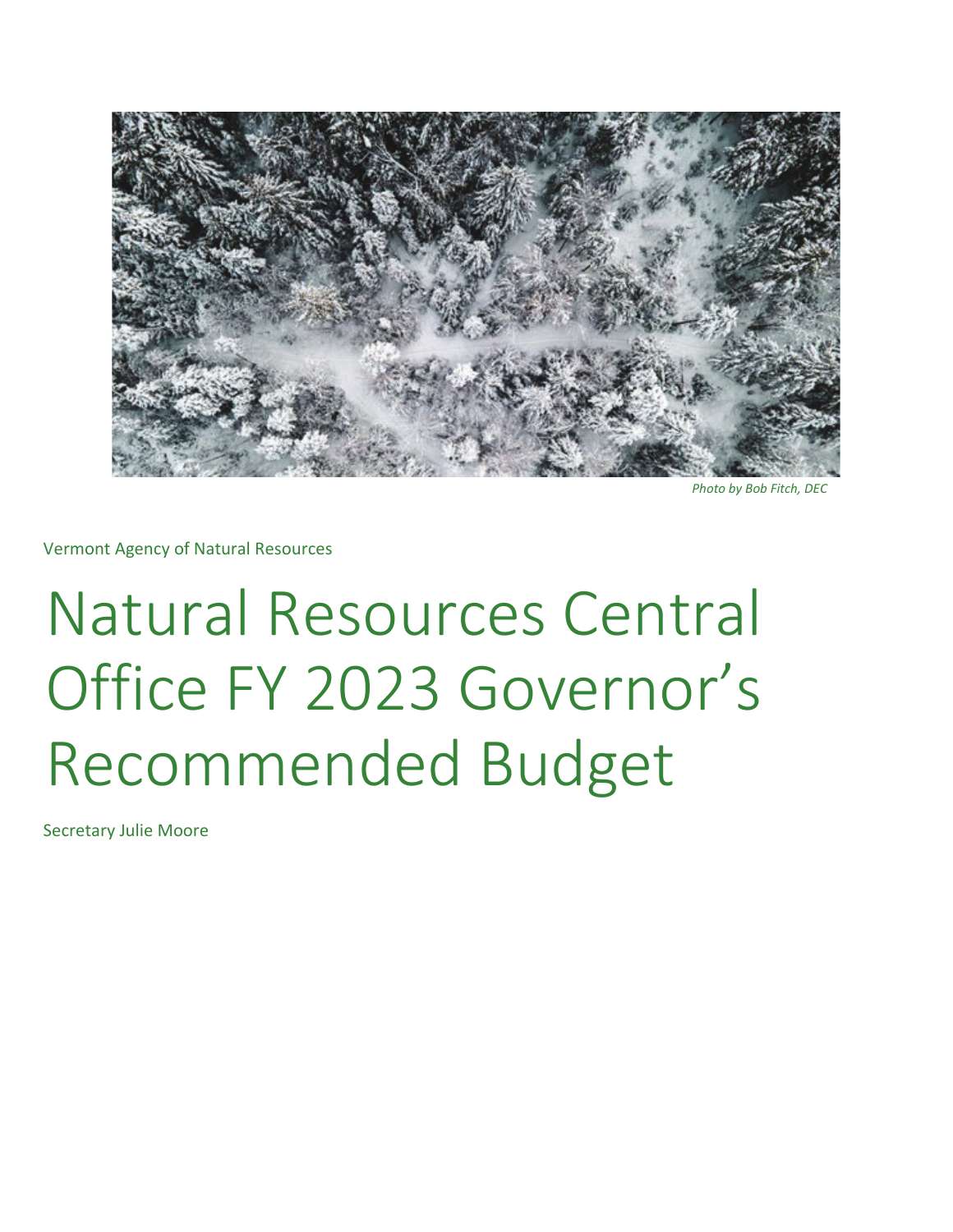*Photo by Bob Fitch, DEC*

Vermont Agency of Natural Resources

# Natural Resources Central Office FY 2023 Governor's Recommended Budget

Secretary Julie Moore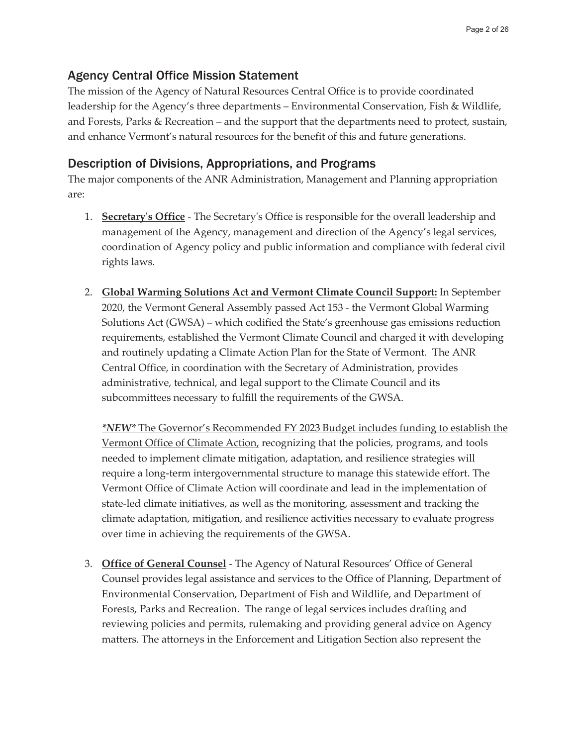## Agency Central Office Mission Statement

The mission of the Agency of Natural Resources Central Office is to provide coordinated leadership for the Agency's three departments – Environmental Conservation, Fish & Wildlife, and Forests, Parks & Recreation – and the support that the departments need to protect, sustain, and enhance Vermont's natural resources for the benefit of this and future generations.

## Description of Divisions, Appropriations, and Programs

The major components of the ANR Administration, Management and Planning appropriation are:

1. **Secretary's Office** - The Secretary's Office is responsible for the overall leadership and management of the Agency, management and direction of the Agency's legal services, coordination of Agency policy and public information and compliance with federal civil rights laws.

2. **Global Warming Solutions Act and Vermont Climate Council Support:** In September 2020, the Vermont General Assembly passed Act 153 - the Vermont Global Warming Solutions Act (GWSA) – which codified the State's greenhouse gas emissions reduction requirements, established the Vermont Climate Council and charged it with developing and routinely updating a Climate Action Plan for the State of Vermont. The ANR Central Office, in coordination with the Secretary of Administration, provides administrative, technical, and legal support to the Climate Council and its subcommittees necessary to fulfill the requirements of the GWSA.

   *\*NEW\** The Governor's Recommended FY 2023 Budget includes funding to establish the Vermont Office of Climate Action, recognizing that the policies, programs, and tools needed to implement climate mitigation, adaptation, and resilience strategies will require a long-term intergovernmental structure to manage this statewide effort. The Vermont Office of Climate Action will coordinate and lead in the implementation of state-led climate initiatives, as well as the monitoring, assessment and tracking the climate adaptation, mitigation, and resilience activities necessary to evaluate progress over time in achieving the requirements of the GWSA.

3. **Office of General Counsel** - The Agency of Natural Resources' Office of General Counsel provides legal assistance and services to the Office of Planning, Department of Environmental Conservation, Department of Fish and Wildlife, and Department of Forests, Parks and Recreation. The range of legal services includes drafting and reviewing policies and permits, rulemaking and providing general advice on Agency matters. The attorneys in the Enforcement and Litigation Section also represent the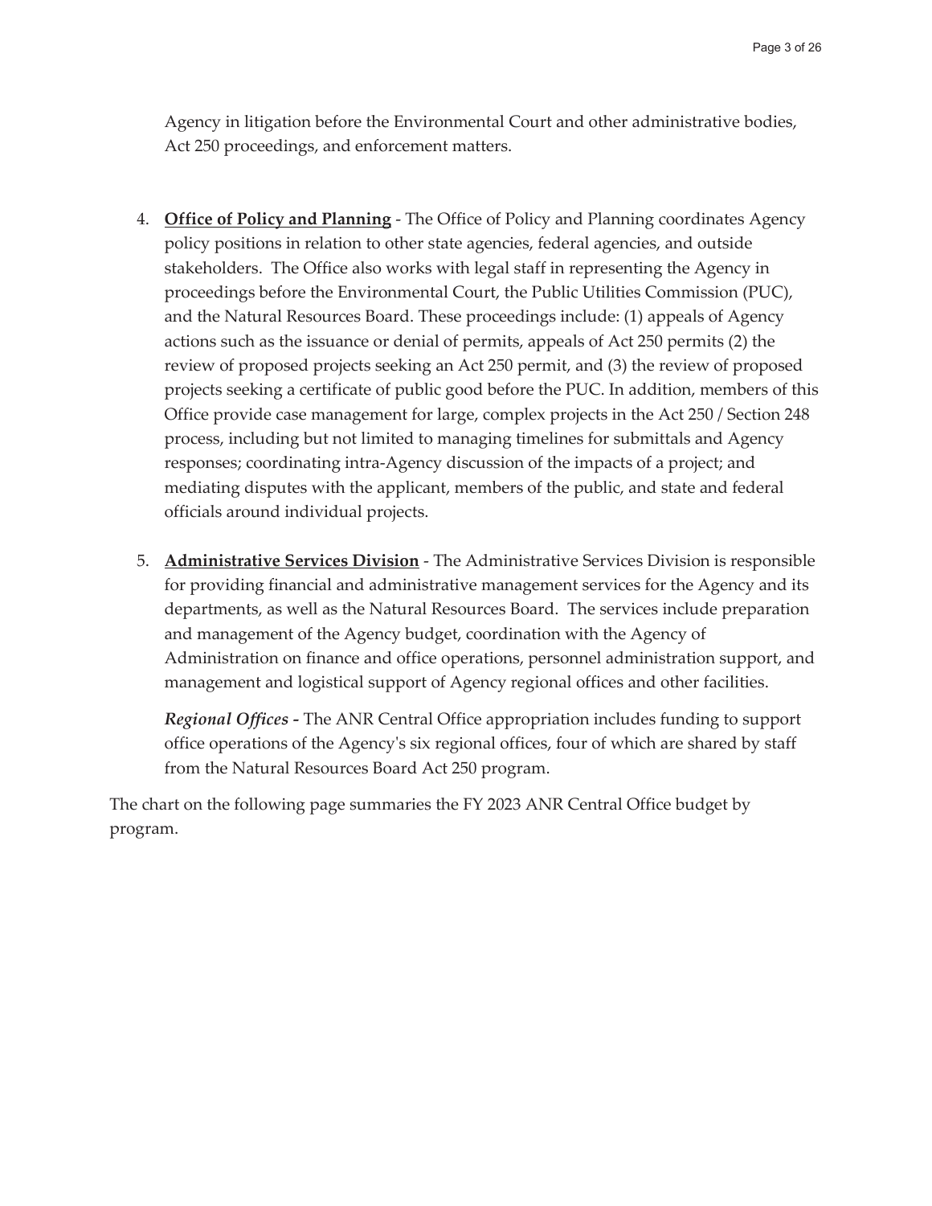Agency in litigation before the Environmental Court and other administrative bodies, Act 250 proceedings, and enforcement matters.

4. **Office of Policy and Planning** - The Office of Policy and Planning coordinates Agency policy positions in relation to other state agencies, federal agencies, and outside stakeholders. The Office also works with legal staff in representing the Agency in proceedings before the Environmental Court, the Public Utilities Commission (PUC), and the Natural Resources Board. These proceedings include: (1) appeals of Agency actions such as the issuance or denial of permits, appeals of Act 250 permits (2) the review of proposed projects seeking an Act 250 permit, and (3) the review of proposed projects seeking a certificate of public good before the PUC. In addition, members of this Office provide case management for large, complex projects in the Act 250 / Section 248 process, including but not limited to managing timelines for submittals and Agency responses; coordinating intra-Agency discussion of the impacts of a project; and mediating disputes with the applicant, members of the public, and state and federal officials around individual projects.

5. **Administrative Services Division** - The Administrative Services Division is responsible for providing financial and administrative management services for the Agency and its departments, as well as the Natural Resources Board. The services include preparation and management of the Agency budget, coordination with the Agency of Administration on finance and office operations, personnel administration support, and management and logistical support of Agency regional offices and other facilities.

   ***Regional Offices -*** The ANR Central Office appropriation includes funding to support office operations of the Agency's six regional offices, four of which are shared by staff from the Natural Resources Board Act 250 program.

The chart on the following page summaries the FY 2023 ANR Central Office budget by program.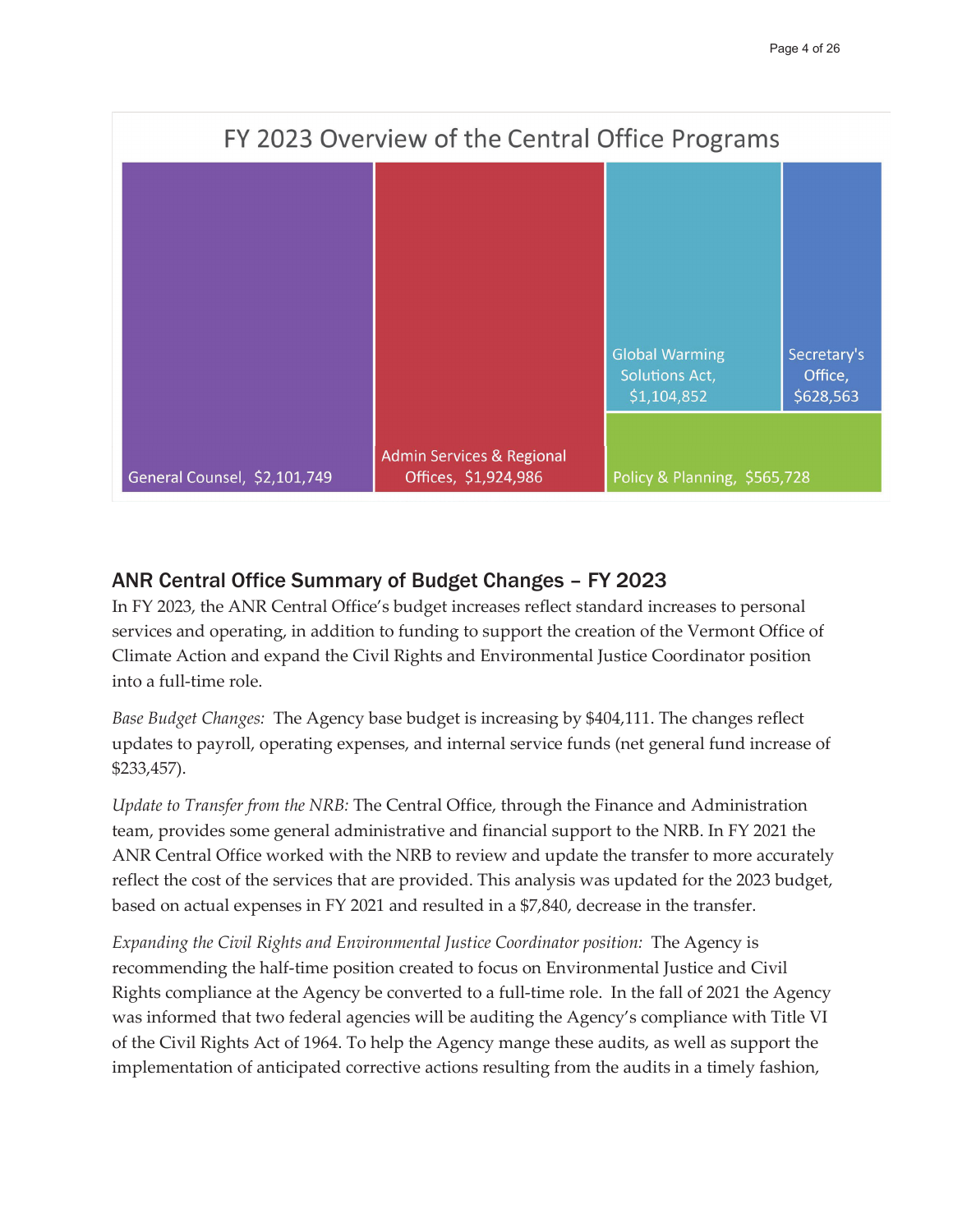FY 2023 Overview of the Central Office Programs

| Program | Amount |
| --- | --- |
| General Counsel | $2,101,749 |
| Admin Services & Regional Offices | $1,924,986 |
| Global Warming Solutions Act | $1,104,852 |
| Secretary's Office | $628,563 |
| Policy & Planning | $565,728 |

## ANR Central Office Summary of Budget Changes – FY 2023

In FY 2023, the ANR Central Office's budget increases reflect standard increases to personal services and operating, in addition to funding to support the creation of the Vermont Office of Climate Action and expand the Civil Rights and Environmental Justice Coordinator position into a full-time role.

*Base Budget Changes:* The Agency base budget is increasing by $404,111. The changes reflect updates to payroll, operating expenses, and internal service funds (net general fund increase of $233,457).

*Update to Transfer from the NRB:* The Central Office, through the Finance and Administration team, provides some general administrative and financial support to the NRB. In FY 2021 the ANR Central Office worked with the NRB to review and update the transfer to more accurately reflect the cost of the services that are provided. This analysis was updated for the 2023 budget, based on actual expenses in FY 2021 and resulted in a $7,840, decrease in the transfer.

*Expanding the Civil Rights and Environmental Justice Coordinator position:* The Agency is recommending the half-time position created to focus on Environmental Justice and Civil Rights compliance at the Agency be converted to a full-time role. In the fall of 2021 the Agency was informed that two federal agencies will be auditing the Agency's compliance with Title VI of the Civil Rights Act of 1964. To help the Agency mange these audits, as well as support the implementation of anticipated corrective actions resulting from the audits in a timely fashion,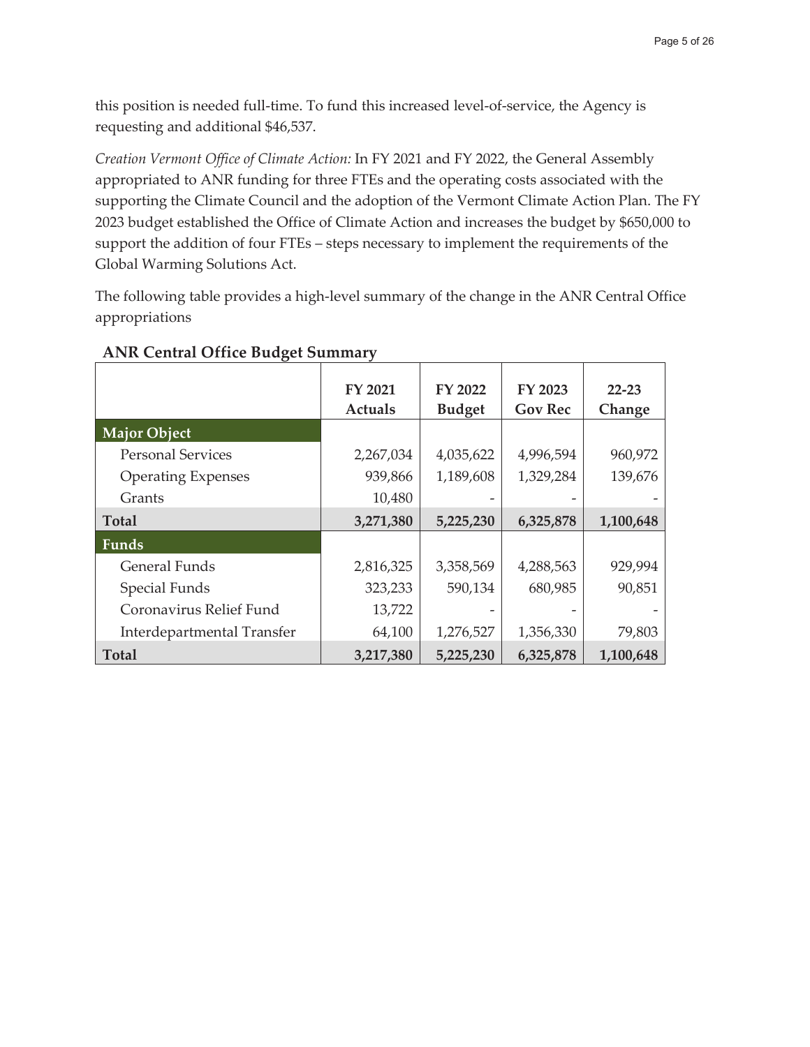this position is needed full-time. To fund this increased level-of-service, the Agency is requesting and additional $46,537.

*Creation Vermont Office of Climate Action:* In FY 2021 and FY 2022, the General Assembly appropriated to ANR funding for three FTEs and the operating costs associated with the supporting the Climate Council and the adoption of the Vermont Climate Action Plan. The FY 2023 budget established the Office of Climate Action and increases the budget by $650,000 to support the addition of four FTEs – steps necessary to implement the requirements of the Global Warming Solutions Act.

The following table provides a high-level summary of the change in the ANR Central Office appropriations

**ANR Central Office Budget Summary**

| | FY 2021 Actuals | FY 2022 Budget | FY 2023 Gov Rec | 22-23 Change |
|---|---|---|---|---|
| **Major Object** | | | | |
| Personal Services | 2,267,034 | 4,035,622 | 4,996,594 | 960,972 |
| Operating Expenses | 939,866 | 1,189,608 | 1,329,284 | 139,676 |
| Grants | 10,480 | - | - | - |
| **Total** | **3,271,380** | **5,225,230** | **6,325,878** | **1,100,648** |
| **Funds** | | | | |
| General Funds | 2,816,325 | 3,358,569 | 4,288,563 | 929,994 |
| Special Funds | 323,233 | 590,134 | 680,985 | 90,851 |
| Coronavirus Relief Fund | 13,722 | - | - | - |
| Interdepartmental Transfer | 64,100 | 1,276,527 | 1,356,330 | 79,803 |
| **Total** | **3,217,380** | **5,225,230** | **6,325,878** | **1,100,648** |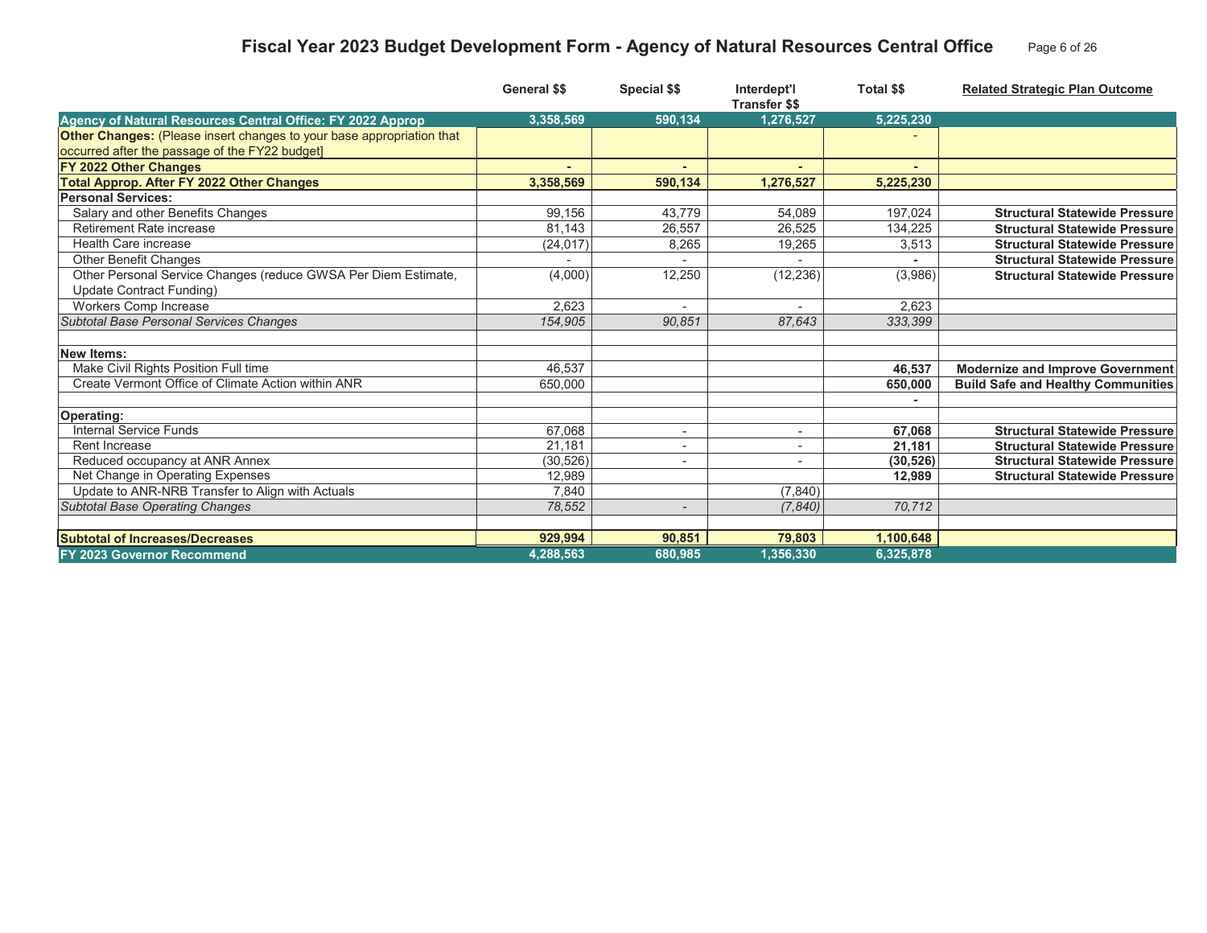# Fiscal Year 2023 Budget Development Form - Agency of Natural Resources Central Office

| | General $$ | Special $$ | Interdept'l Transfer $$ | Total $$ | Related Strategic Plan Outcome |
|---|---|---|---|---|---|
| **Agency of Natural Resources Central Office: FY 2022 Approp** | **3,358,569** | **590,134** | **1,276,527** | **5,225,230** | |
| **Other Changes:** (Please insert changes to your base appropriation that occurred after the passage of the FY22 budget] | | | | - | |
| **FY 2022 Other Changes** | **-** | **-** | **-** | **-** | |
| **Total Approp. After FY 2022 Other Changes** | **3,358,569** | **590,134** | **1,276,527** | **5,225,230** | |
| **Personal Services:** | | | | | |
| Salary and other Benefits Changes | 99,156 | 43,779 | 54,089 | 197,024 | **Structural Statewide Pressure** |
| Retirement Rate increase | 81,143 | 26,557 | 26,525 | 134,225 | **Structural Statewide Pressure** |
| Health Care increase | (24,017) | 8,265 | 19,265 | 3,513 | **Structural Statewide Pressure** |
| Other Benefit Changes | - | - | - | - | **Structural Statewide Pressure** |
| Other Personal Service Changes (reduce GWSA Per Diem Estimate, Update Contract Funding) | (4,000) | 12,250 | (12,236) | (3,986) | **Structural Statewide Pressure** |
| Workers Comp Increase | 2,623 | - | - | 2,623 | |
| *Subtotal Base Personal Services Changes* | *154,905* | *90,851* | *87,643* | *333,399* | |
| | | | | | |
| **New Items:** | | | | | |
| Make Civil Rights Position Full time | 46,537 | | | **46,537** | **Modernize and Improve Government** |
| Create Vermont Office of Climate Action within ANR | 650,000 | | | **650,000** | **Build Safe and Healthy Communities** |
| | | | | **-** | |
| **Operating:** | | | | | |
| Internal Service Funds | 67,068 | - | - | **67,068** | **Structural Statewide Pressure** |
| Rent Increase | 21,181 | - | - | **21,181** | **Structural Statewide Pressure** |
| Reduced occupancy at ANR Annex | (30,526) | - | - | **(30,526)** | **Structural Statewide Pressure** |
| Net Change in Operating Expenses | 12,989 | | | **12,989** | **Structural Statewide Pressure** |
| Update to ANR-NRB Transfer to Align with Actuals | 7,840 | | (7,840) | | |
| *Subtotal Base Operating Changes* | *78,552* | *-* | *(7,840)* | *70,712* | |
| | | | | | |
| **Subtotal of Increases/Decreases** | **929,994** | **90,851** | **79,803** | **1,100,648** | |
| **FY 2023 Governor Recommend** | **4,288,563** | **680,985** | **1,356,330** | **6,325,878** | |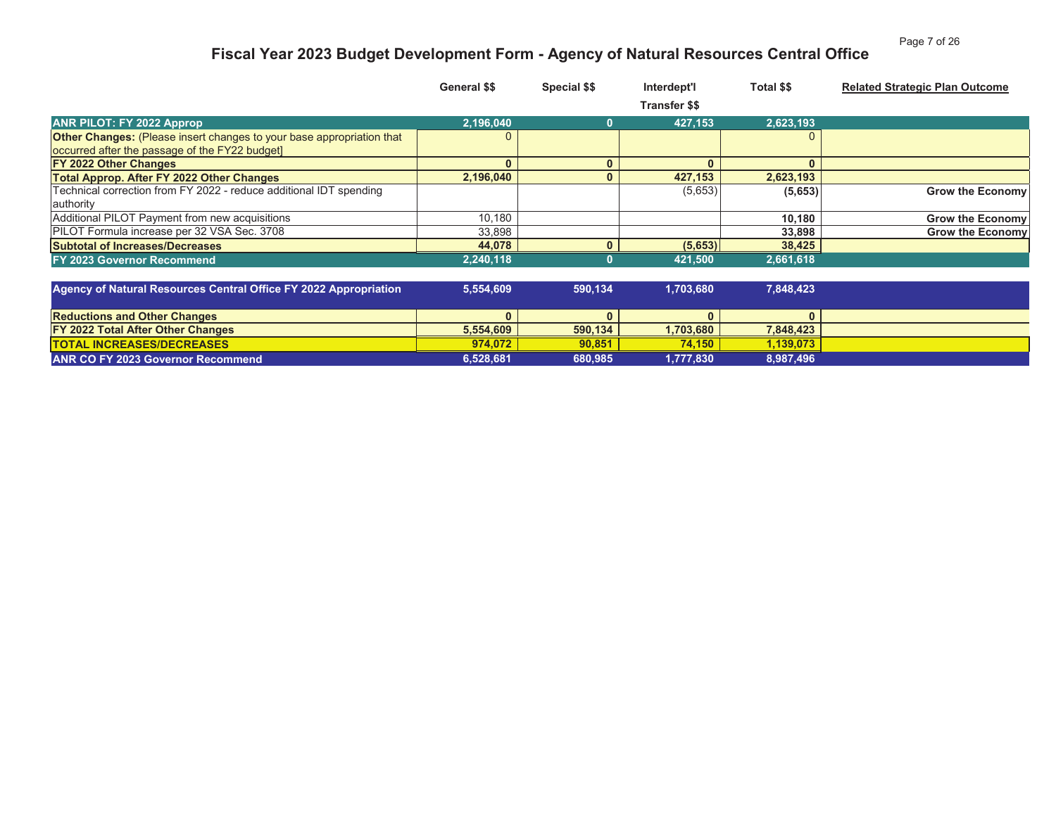# Fiscal Year 2023 Budget Development Form - Agency of Natural Resources Central Office

| | General $$ | Special $$ | Interdept'l Transfer $$ | Total $$ | Related Strategic Plan Outcome |
|---|---|---|---|---|---|
| **ANR PILOT: FY 2022 Approp** | **2,196,040** | **0** | **427,153** | **2,623,193** | |
| **Other Changes:** (Please insert changes to your base appropriation that occurred after the passage of the FY22 budget] | 0 | | | 0 | |
| **FY 2022 Other Changes** | **0** | **0** | **0** | **0** | |
| **Total Approp. After FY 2022 Other Changes** | **2,196,040** | **0** | **427,153** | **2,623,193** | |
| Technical correction from FY 2022 - reduce additional IDT spending authority | | | (5,653) | **(5,653)** | **Grow the Economy** |
| Additional PILOT Payment from new acquisitions | 10,180 | | | **10,180** | **Grow the Economy** |
| PILOT Formula increase per 32 VSA Sec. 3708 | 33,898 | | | **33,898** | **Grow the Economy** |
| **Subtotal of Increases/Decreases** | **44,078** | **0** | **(5,653)** | **38,425** | |
| **FY 2023 Governor Recommend** | **2,240,118** | **0** | **421,500** | **2,661,618** | |
| | | | | | |
| **Agency of Natural Resources Central Office FY 2022 Appropriation** | **5,554,609** | **590,134** | **1,703,680** | **7,848,423** | |
| **Reductions and Other Changes** | **0** | **0** | **0** | **0** | |
| **FY 2022 Total After Other Changes** | **5,554,609** | **590,134** | **1,703,680** | **7,848,423** | |
| **TOTAL INCREASES/DECREASES** | **974,072** | **90,851** | **74,150** | **1,139,073** | |
| **ANR CO FY 2023 Governor Recommend** | **6,528,681** | **680,985** | **1,777,830** | **8,987,496** | |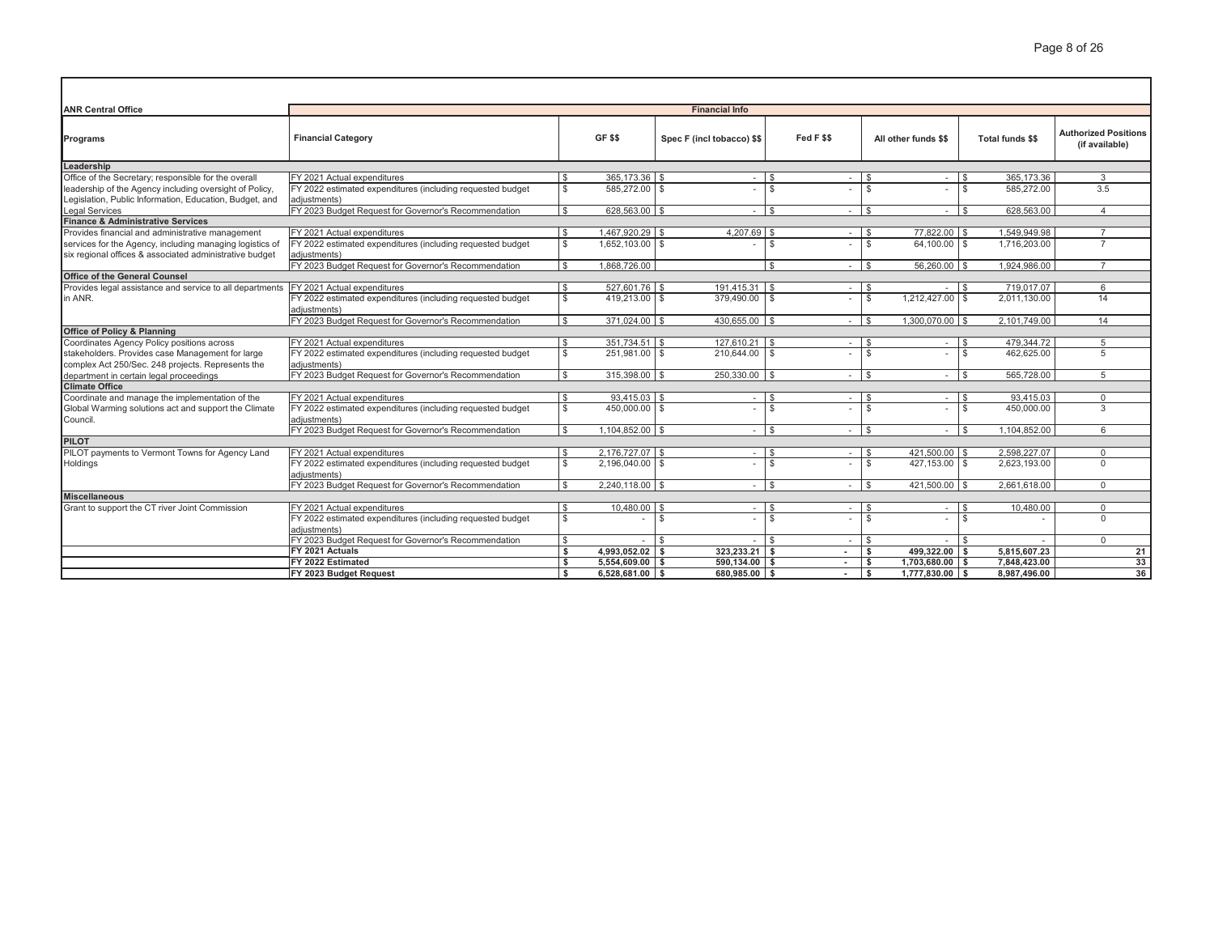| ANR Central Office | Financial Info | | | | | | |
|---|---|---|---|---|---|---|---|
| Programs | Financial Category | GF $$ | Spec F (incl tobacco) $$ | Fed F $$ | All other funds $$ | Total funds $$ | Authorized Positions (if available) |
| **Leadership** | | | | | | | |
| Office of the Secretary; responsible for the overall leadership of the Agency including oversight of Policy, Legislation, Public Information, Education, Budget, and Legal Services | FY 2021 Actual expenditures | $ 365,173.36 | $ - | $ - | $ - | $ 365,173.36 | 3 |
| | FY 2022 estimated expenditures (including requested budget adjustments) | $ 585,272.00 | $ - | $ - | $ - | $ 585,272.00 | 3.5 |
| | FY 2023 Budget Request for Governor's Recommendation | $ 628,563.00 | $ - | $ - | $ - | $ 628,563.00 | 4 |
| **Finance & Administrative Services** | | | | | | | |
| Provides financial and administrative management services for the Agency, including managing logistics of six regional offices & associated administrative budget | FY 2021 Actual expenditures | $ 1,467,920.29 | $ 4,207.69 | $ - | $ 77,822.00 | $ 1,549,949.98 | 7 |
| | FY 2022 estimated expenditures (including requested budget adjustments) | $ 1,652,103.00 | $ - | $ - | $ 64,100.00 | $ 1,716,203.00 | 7 |
| | FY 2023 Budget Request for Governor's Recommendation | $ 1,868,726.00 | | $ - | $ 56,260.00 | $ 1,924,986.00 | 7 |
| **Office of the General Counsel** | | | | | | | |
| Provides legal assistance and service to all departments in ANR. | FY 2021 Actual expenditures | $ 527,601.76 | $ 191,415.31 | $ - | $ - | $ 719,017.07 | 6 |
| | FY 2022 estimated expenditures (including requested budget adjustments) | $ 419,213.00 | $ 379,490.00 | $ - | $ 1,212,427.00 | $ 2,011,130.00 | 14 |
| | FY 2023 Budget Request for Governor's Recommendation | $ 371,024.00 | $ 430,655.00 | $ - | $ 1,300,070.00 | $ 2,101,749.00 | 14 |
| **Office of Policy & Planning** | | | | | | | |
| Coordinates Agency Policy positions across stakeholders. Provides case Management for large complex Act 250/Sec. 248 projects. Represents the department in certain legal proceedings | FY 2021 Actual expenditures | $ 351,734.51 | $ 127,610.21 | $ - | $ - | $ 479,344.72 | 5 |
| | FY 2022 estimated expenditures (including requested budget adjustments) | $ 251,981.00 | $ 210,644.00 | $ - | $ - | $ 462,625.00 | 5 |
| | FY 2023 Budget Request for Governor's Recommendation | $ 315,398.00 | $ 250,330.00 | $ - | $ - | $ 565,728.00 | 5 |
| **Climate Office** | | | | | | | |
| Coordinate and manage the implementation of the Global Warming solutions act and support the Climate Council. | FY 2021 Actual expenditures | $ 93,415.03 | $ - | $ - | $ - | $ 93,415.03 | 0 |
| | FY 2022 estimated expenditures (including requested budget adjustments) | $ 450,000.00 | $ - | $ - | $ - | $ 450,000.00 | 3 |
| | FY 2023 Budget Request for Governor's Recommendation | $ 1,104,852.00 | $ - | $ - | $ - | $ 1,104,852.00 | 6 |
| **PILOT** | | | | | | | |
| PILOT payments to Vermont Towns for Agency Land Holdings | FY 2021 Actual expenditures | $ 2,176,727.07 | $ - | $ - | $ 421,500.00 | $ 2,598,227.07 | 0 |
| | FY 2022 estimated expenditures (including requested budget adjustments) | $ 2,196,040.00 | $ - | $ - | $ 427,153.00 | $ 2,623,193.00 | 0 |
| | FY 2023 Budget Request for Governor's Recommendation | $ 2,240,118.00 | $ - | $ - | $ 421,500.00 | $ 2,661,618.00 | 0 |
| **Miscellaneous** | | | | | | | |
| Grant to support the CT river Joint Commission | FY 2021 Actual expenditures | $ 10,480.00 | $ - | $ - | $ - | $ 10,480.00 | 0 |
| | FY 2022 estimated expenditures (including requested budget adjustments) | $ - | $ - | $ - | $ - | $ - | 0 |
| | FY 2023 Budget Request for Governor's Recommendation | $ - | $ - | $ - | $ - | $ - | 0 |
| | **FY 2021 Actuals** | **$ 4,993,052.02** | **$ 323,233.21** | **$ -** | **$ 499,322.00** | **$ 5,815,607.23** | **21** |
| | **FY 2022 Estimated** | **$ 5,554,609.00** | **$ 590,134.00** | **$ -** | **$ 1,703,680.00** | **$ 7,848,423.00** | **33** |
| | **FY 2023 Budget Request** | **$ 6,528,681.00** | **$ 680,985.00** | **$ -** | **$ 1,777,830.00** | **$ 8,987,496.00** | **36** |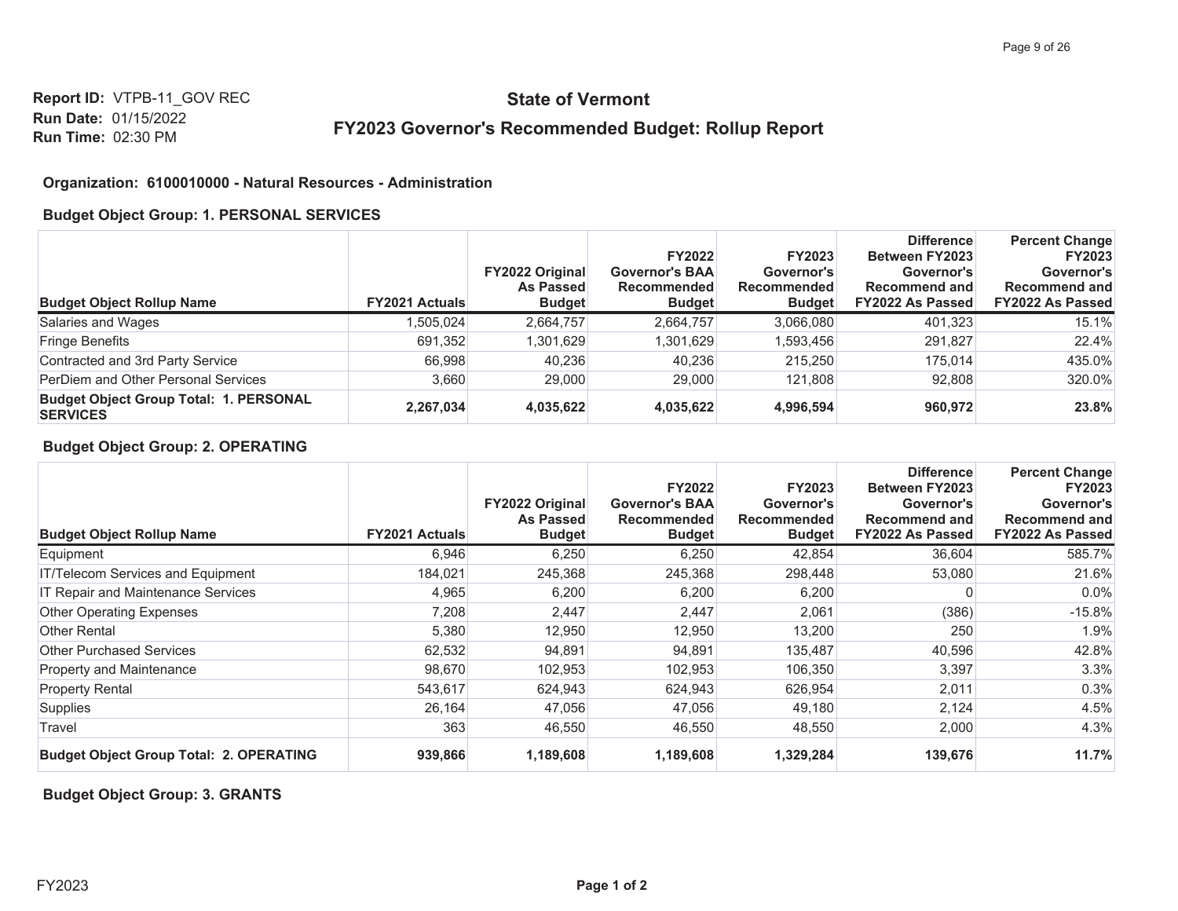**Report ID:** VTPB-11_GOV REC
**Run Date:** 01/15/2022
**Run Time:** 02:30 PM

# State of Vermont

## FY2023 Governor's Recommended Budget: Rollup Report

### Organization: 6100010000 - Natural Resources - Administration

#### Budget Object Group: 1. PERSONAL SERVICES

| Budget Object Rollup Name | FY2021 Actuals | FY2022 Original As Passed Budget | FY2022 Governor's BAA Recommended Budget | FY2023 Governor's Recommended Budget | Difference Between FY2023 Governor's Recommend and FY2022 As Passed | Percent Change FY2023 Governor's Recommend and FY2022 As Passed |
|---|---|---|---|---|---|---|
| Salaries and Wages | 1,505,024 | 2,664,757 | 2,664,757 | 3,066,080 | 401,323 | 15.1% |
| Fringe Benefits | 691,352 | 1,301,629 | 1,301,629 | 1,593,456 | 291,827 | 22.4% |
| Contracted and 3rd Party Service | 66,998 | 40,236 | 40,236 | 215,250 | 175,014 | 435.0% |
| PerDiem and Other Personal Services | 3,660 | 29,000 | 29,000 | 121,808 | 92,808 | 320.0% |
| **Budget Object Group Total: 1. PERSONAL SERVICES** | **2,267,034** | **4,035,622** | **4,035,622** | **4,996,594** | **960,972** | **23.8%** |

#### Budget Object Group: 2. OPERATING

| Budget Object Rollup Name | FY2021 Actuals | FY2022 Original As Passed Budget | FY2022 Governor's BAA Recommended Budget | FY2023 Governor's Recommended Budget | Difference Between FY2023 Governor's Recommend and FY2022 As Passed | Percent Change FY2023 Governor's Recommend and FY2022 As Passed |
|---|---|---|---|---|---|---|
| Equipment | 6,946 | 6,250 | 6,250 | 42,854 | 36,604 | 585.7% |
| IT/Telecom Services and Equipment | 184,021 | 245,368 | 245,368 | 298,448 | 53,080 | 21.6% |
| IT Repair and Maintenance Services | 4,965 | 6,200 | 6,200 | 6,200 | 0 | 0.0% |
| Other Operating Expenses | 7,208 | 2,447 | 2,447 | 2,061 | (386) | -15.8% |
| Other Rental | 5,380 | 12,950 | 12,950 | 13,200 | 250 | 1.9% |
| Other Purchased Services | 62,532 | 94,891 | 94,891 | 135,487 | 40,596 | 42.8% |
| Property and Maintenance | 98,670 | 102,953 | 102,953 | 106,350 | 3,397 | 3.3% |
| Property Rental | 543,617 | 624,943 | 624,943 | 626,954 | 2,011 | 0.3% |
| Supplies | 26,164 | 47,056 | 47,056 | 49,180 | 2,124 | 4.5% |
| Travel | 363 | 46,550 | 46,550 | 48,550 | 2,000 | 4.3% |
| **Budget Object Group Total: 2. OPERATING** | **939,866** | **1,189,608** | **1,189,608** | **1,329,284** | **139,676** | **11.7%** |

#### Budget Object Group: 3. GRANTS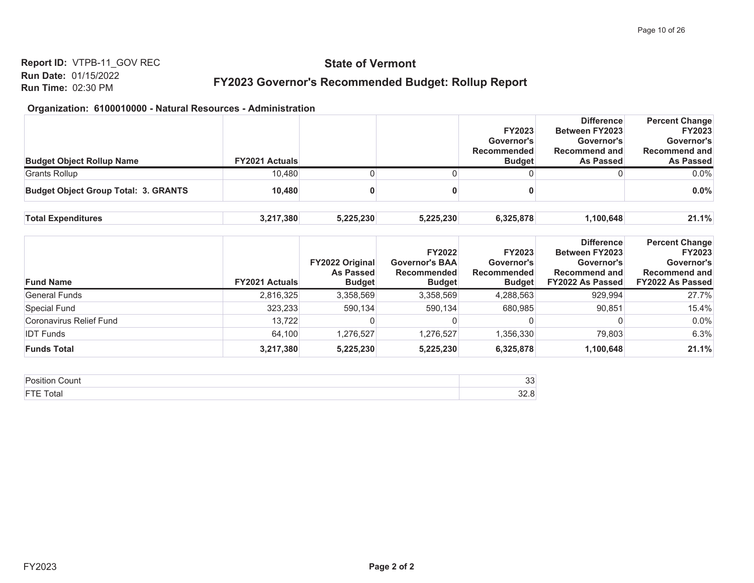**Report ID:** VTPB-11_GOV REC
**Run Date:** 01/15/2022
**Run Time:** 02:30 PM

# State of Vermont

## FY2023 Governor's Recommended Budget: Rollup Report

**Organization: 6100010000 - Natural Resources - Administration**

| Budget Object Rollup Name | FY2021 Actuals | | | FY2023 Governor's Recommended Budget | Difference Between FY2023 Governor's Recommend and As Passed | Percent Change FY2023 Governor's Recommend and As Passed |
|---|---|---|---|---|---|---|
| Grants Rollup | 10,480 | 0 | 0 | 0 | 0 | 0.0% |
| **Budget Object Group Total: 3. GRANTS** | **10,480** | **0** | **0** | **0** | | **0.0%** |
| **Total Expenditures** | **3,217,380** | **5,225,230** | **5,225,230** | **6,325,878** | **1,100,648** | **21.1%** |

| Fund Name | FY2021 Actuals | FY2022 Original As Passed Budget | FY2022 Governor's BAA Recommended Budget | FY2023 Governor's Recommended Budget | Difference Between FY2023 Governor's Recommend and FY2022 As Passed | Percent Change FY2023 Governor's Recommend and FY2022 As Passed |
|---|---|---|---|---|---|---|
| General Funds | 2,816,325 | 3,358,569 | 3,358,569 | 4,288,563 | 929,994 | 27.7% |
| Special Fund | 323,233 | 590,134 | 590,134 | 680,985 | 90,851 | 15.4% |
| Coronavirus Relief Fund | 13,722 | 0 | 0 | 0 | 0 | 0.0% |
| IDT Funds | 64,100 | 1,276,527 | 1,276,527 | 1,356,330 | 79,803 | 6.3% |
| **Funds Total** | **3,217,380** | **5,225,230** | **5,225,230** | **6,325,878** | **1,100,648** | **21.1%** |

| | |
|---|---|
| Position Count | 33 |
| FTE Total | 32.8 |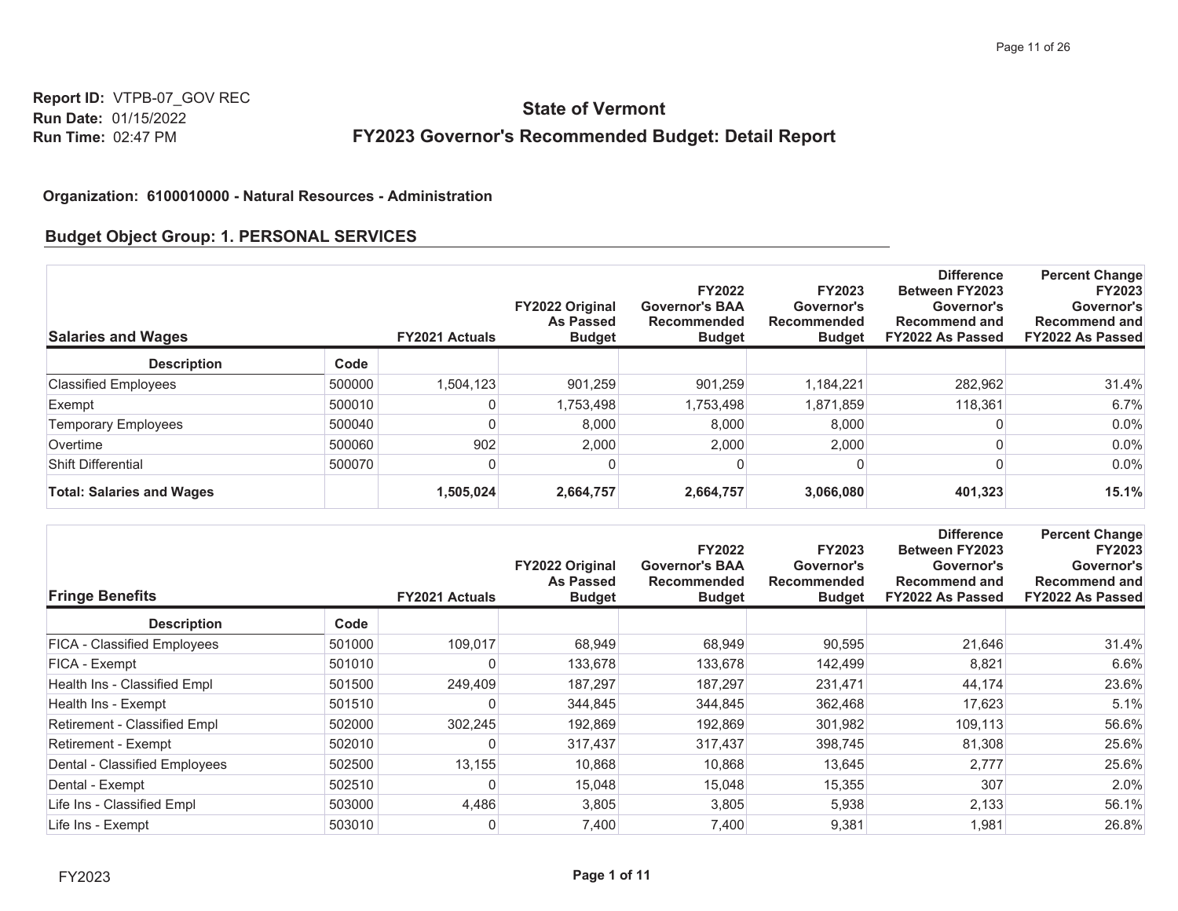**Report ID:** VTPB-07_GOV REC
**Run Date:** 01/15/2022
**Run Time:** 02:47 PM

# State of Vermont

## FY2023 Governor's Recommended Budget: Detail Report

**Organization: 6100010000 - Natural Resources - Administration**

### Budget Object Group: 1. PERSONAL SERVICES

| Salaries and Wages | | FY2021 Actuals | FY2022 Original As Passed Budget | FY2022 Governor's BAA Recommended Budget | FY2023 Governor's Recommended Budget | Difference Between FY2023 Governor's Recommend and FY2022 As Passed | Percent Change FY2023 Governor's Recommend and FY2022 As Passed |
|---|---|---|---|---|---|---|---|
| **Description** | **Code** | | | | | | |
| Classified Employees | 500000 | 1,504,123 | 901,259 | 901,259 | 1,184,221 | 282,962 | 31.4% |
| Exempt | 500010 | 0 | 1,753,498 | 1,753,498 | 1,871,859 | 118,361 | 6.7% |
| Temporary Employees | 500040 | 0 | 8,000 | 8,000 | 8,000 | 0 | 0.0% |
| Overtime | 500060 | 902 | 2,000 | 2,000 | 2,000 | 0 | 0.0% |
| Shift Differential | 500070 | 0 | 0 | 0 | 0 | 0 | 0.0% |
| **Total: Salaries and Wages** | | **1,505,024** | **2,664,757** | **2,664,757** | **3,066,080** | **401,323** | **15.1%** |

| Fringe Benefits | | FY2021 Actuals | FY2022 Original As Passed Budget | FY2022 Governor's BAA Recommended Budget | FY2023 Governor's Recommended Budget | Difference Between FY2023 Governor's Recommend and FY2022 As Passed | Percent Change FY2023 Governor's Recommend and FY2022 As Passed |
|---|---|---|---|---|---|---|---|
| **Description** | **Code** | | | | | | |
| FICA - Classified Employees | 501000 | 109,017 | 68,949 | 68,949 | 90,595 | 21,646 | 31.4% |
| FICA - Exempt | 501010 | 0 | 133,678 | 133,678 | 142,499 | 8,821 | 6.6% |
| Health Ins - Classified Empl | 501500 | 249,409 | 187,297 | 187,297 | 231,471 | 44,174 | 23.6% |
| Health Ins - Exempt | 501510 | 0 | 344,845 | 344,845 | 362,468 | 17,623 | 5.1% |
| Retirement - Classified Empl | 502000 | 302,245 | 192,869 | 192,869 | 301,982 | 109,113 | 56.6% |
| Retirement - Exempt | 502010 | 0 | 317,437 | 317,437 | 398,745 | 81,308 | 25.6% |
| Dental - Classified Employees | 502500 | 13,155 | 10,868 | 10,868 | 13,645 | 2,777 | 25.6% |
| Dental - Exempt | 502510 | 0 | 15,048 | 15,048 | 15,355 | 307 | 2.0% |
| Life Ins - Classified Empl | 503000 | 4,486 | 3,805 | 3,805 | 5,938 | 2,133 | 56.1% |
| Life Ins - Exempt | 503010 | 0 | 7,400 | 7,400 | 9,381 | 1,981 | 26.8% |

FY2023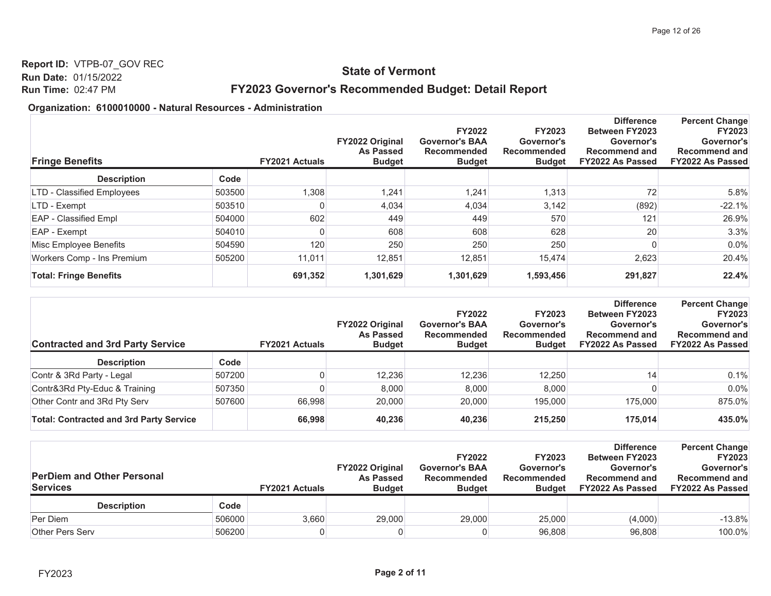**Report ID:** VTPB-07_GOV REC
**Run Date:** 01/15/2022
**Run Time:** 02:47 PM

## State of Vermont

## FY2023 Governor's Recommended Budget: Detail Report

### Organization: 6100010000 - Natural Resources - Administration

| Fringe Benefits | | FY2021 Actuals | FY2022 Original As Passed Budget | FY2022 Governor's BAA Recommended Budget | FY2023 Governor's Recommended Budget | Difference Between FY2023 Governor's Recommend and FY2022 As Passed | Percent Change FY2023 Governor's Recommend and FY2022 As Passed |
|---|---|---|---|---|---|---|---|
| **Description** | **Code** | | | | | | |
| LTD - Classified Employees | 503500 | 1,308 | 1,241 | 1,241 | 1,313 | 72 | 5.8% |
| LTD - Exempt | 503510 | 0 | 4,034 | 4,034 | 3,142 | (892) | -22.1% |
| EAP - Classified Empl | 504000 | 602 | 449 | 449 | 570 | 121 | 26.9% |
| EAP - Exempt | 504010 | 0 | 608 | 608 | 628 | 20 | 3.3% |
| Misc Employee Benefits | 504590 | 120 | 250 | 250 | 250 | 0 | 0.0% |
| Workers Comp - Ins Premium | 505200 | 11,011 | 12,851 | 12,851 | 15,474 | 2,623 | 20.4% |
| **Total: Fringe Benefits** | | **691,352** | **1,301,629** | **1,301,629** | **1,593,456** | **291,827** | **22.4%** |

| Contracted and 3rd Party Service | | FY2021 Actuals | FY2022 Original As Passed Budget | FY2022 Governor's BAA Recommended Budget | FY2023 Governor's Recommended Budget | Difference Between FY2023 Governor's Recommend and FY2022 As Passed | Percent Change FY2023 Governor's Recommend and FY2022 As Passed |
|---|---|---|---|---|---|---|---|
| **Description** | **Code** | | | | | | |
| Contr & 3Rd Party - Legal | 507200 | 0 | 12,236 | 12,236 | 12,250 | 14 | 0.1% |
| Contr&3Rd Pty-Educ & Training | 507350 | 0 | 8,000 | 8,000 | 8,000 | 0 | 0.0% |
| Other Contr and 3Rd Pty Serv | 507600 | 66,998 | 20,000 | 20,000 | 195,000 | 175,000 | 875.0% |
| **Total: Contracted and 3rd Party Service** | | **66,998** | **40,236** | **40,236** | **215,250** | **175,014** | **435.0%** |

| PerDiem and Other Personal Services | | FY2021 Actuals | FY2022 Original As Passed Budget | FY2022 Governor's BAA Recommended Budget | FY2023 Governor's Recommended Budget | Difference Between FY2023 Governor's Recommend and FY2022 As Passed | Percent Change FY2023 Governor's Recommend and FY2022 As Passed |
|---|---|---|---|---|---|---|---|
| **Description** | **Code** | | | | | | |
| Per Diem | 506000 | 3,660 | 29,000 | 29,000 | 25,000 | (4,000) | -13.8% |
| Other Pers Serv | 506200 | 0 | 0 | 0 | 96,808 | 96,808 | 100.0% |

FY2023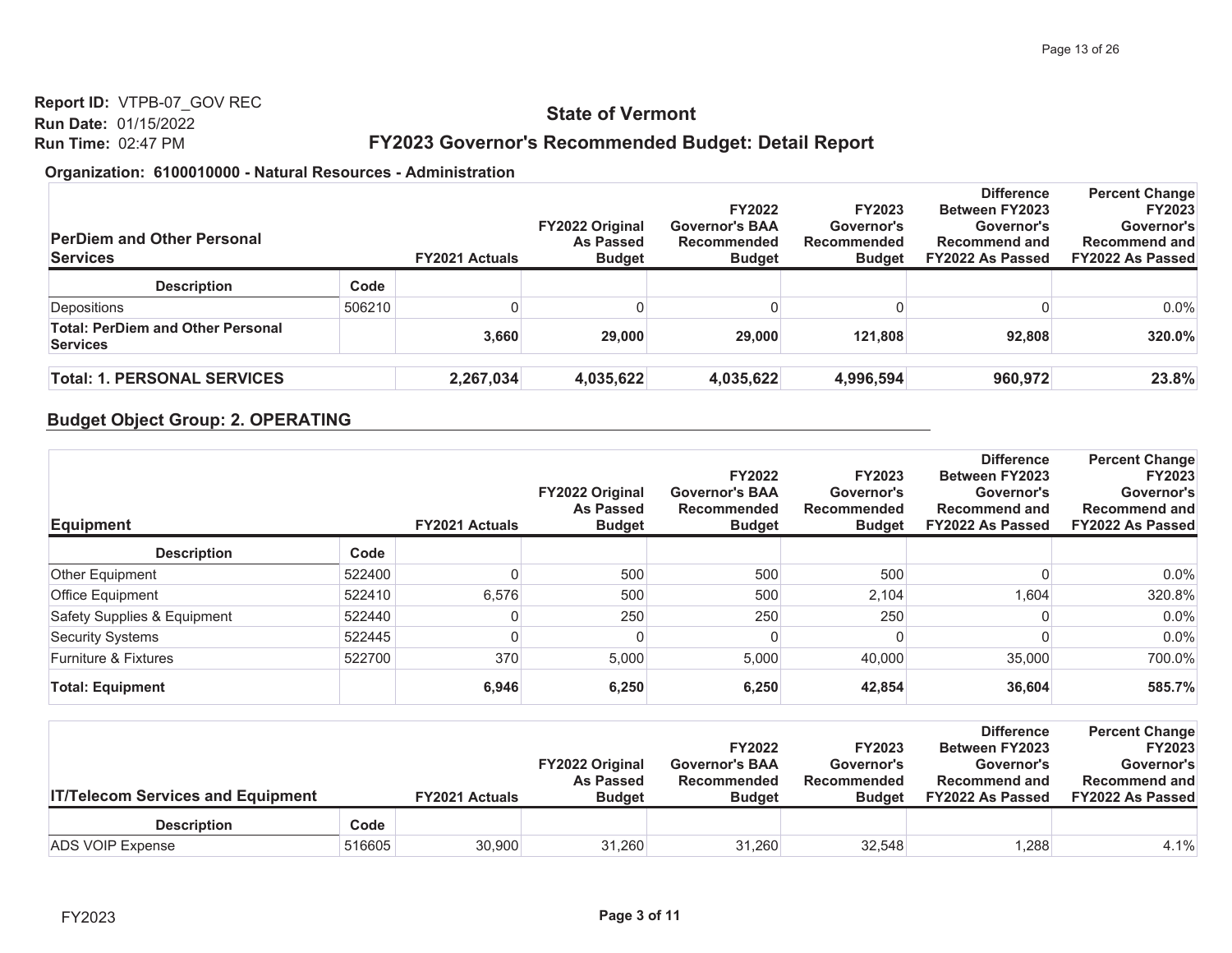Report ID: VTPB-07_GOV REC
Run Date: 01/15/2022
Run Time: 02:47 PM

## State of Vermont

## FY2023 Governor's Recommended Budget: Detail Report

**Organization: 6100010000 - Natural Resources - Administration**

| PerDiem and Other Personal Services | | FY2021 Actuals | FY2022 Original As Passed Budget | FY2022 Governor's BAA Recommended Budget | FY2023 Governor's Recommended Budget | Difference Between FY2023 Governor's Recommend and FY2022 As Passed | Percent Change FY2023 Governor's Recommend and FY2022 As Passed |
|---|---|---|---|---|---|---|---|
| **Description** | **Code** | | | | | | |
| Depositions | 506210 | 0 | 0 | 0 | 0 | 0 | 0.0% |
| **Total: PerDiem and Other Personal Services** | | **3,660** | **29,000** | **29,000** | **121,808** | **92,808** | **320.0%** |
| **Total: 1. PERSONAL SERVICES** | | **2,267,034** | **4,035,622** | **4,035,622** | **4,996,594** | **960,972** | **23.8%** |

### Budget Object Group: 2. OPERATING

| Equipment | | FY2021 Actuals | FY2022 Original As Passed Budget | FY2022 Governor's BAA Recommended Budget | FY2023 Governor's Recommended Budget | Difference Between FY2023 Governor's Recommend and FY2022 As Passed | Percent Change FY2023 Governor's Recommend and FY2022 As Passed |
|---|---|---|---|---|---|---|---|
| **Description** | **Code** | | | | | | |
| Other Equipment | 522400 | 0 | 500 | 500 | 500 | 0 | 0.0% |
| Office Equipment | 522410 | 6,576 | 500 | 500 | 2,104 | 1,604 | 320.8% |
| Safety Supplies & Equipment | 522440 | 0 | 250 | 250 | 250 | 0 | 0.0% |
| Security Systems | 522445 | 0 | 0 | 0 | 0 | 0 | 0.0% |
| Furniture & Fixtures | 522700 | 370 | 5,000 | 5,000 | 40,000 | 35,000 | 700.0% |
| **Total: Equipment** | | **6,946** | **6,250** | **6,250** | **42,854** | **36,604** | **585.7%** |

| IT/Telecom Services and Equipment | | FY2021 Actuals | FY2022 Original As Passed Budget | FY2022 Governor's BAA Recommended Budget | FY2023 Governor's Recommended Budget | Difference Between FY2023 Governor's Recommend and FY2022 As Passed | Percent Change FY2023 Governor's Recommend and FY2022 As Passed |
|---|---|---|---|---|---|---|---|
| **Description** | **Code** | | | | | | |
| ADS VOIP Expense | 516605 | 30,900 | 31,260 | 31,260 | 32,548 | 1,288 | 4.1% |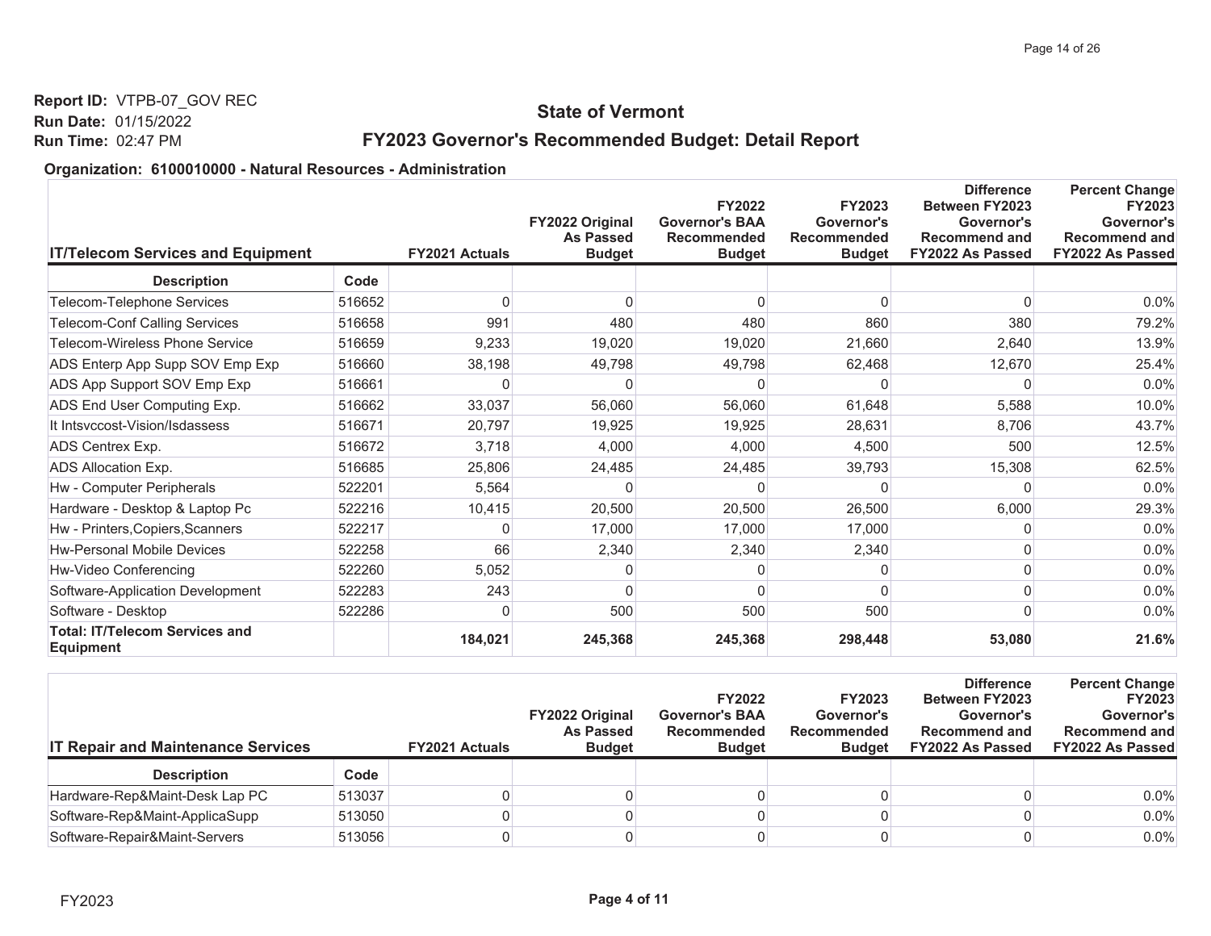**Report ID:** VTPB-07_GOV REC
**Run Date:** 01/15/2022
**Run Time:** 02:47 PM

## State of Vermont

## FY2023 Governor's Recommended Budget: Detail Report

**Organization: 6100010000 - Natural Resources - Administration**

| IT/Telecom Services and Equipment | | FY2021 Actuals | FY2022 Original As Passed Budget | FY2022 Governor's BAA Recommended Budget | FY2023 Governor's Recommended Budget | Difference Between FY2023 Governor's Recommend and FY2022 As Passed | Percent Change FY2023 Governor's Recommend and FY2022 As Passed |
|---|---|---|---|---|---|---|---|
| **Description** | **Code** | | | | | | |
| Telecom-Telephone Services | 516652 | 0 | 0 | 0 | 0 | 0 | 0.0% |
| Telecom-Conf Calling Services | 516658 | 991 | 480 | 480 | 860 | 380 | 79.2% |
| Telecom-Wireless Phone Service | 516659 | 9,233 | 19,020 | 19,020 | 21,660 | 2,640 | 13.9% |
| ADS Enterp App Supp SOV Emp Exp | 516660 | 38,198 | 49,798 | 49,798 | 62,468 | 12,670 | 25.4% |
| ADS App Support SOV Emp Exp | 516661 | 0 | 0 | 0 | 0 | 0 | 0.0% |
| ADS End User Computing Exp. | 516662 | 33,037 | 56,060 | 56,060 | 61,648 | 5,588 | 10.0% |
| It Intsvccost-Vision/Isdassess | 516671 | 20,797 | 19,925 | 19,925 | 28,631 | 8,706 | 43.7% |
| ADS Centrex Exp. | 516672 | 3,718 | 4,000 | 4,000 | 4,500 | 500 | 12.5% |
| ADS Allocation Exp. | 516685 | 25,806 | 24,485 | 24,485 | 39,793 | 15,308 | 62.5% |
| Hw - Computer Peripherals | 522201 | 5,564 | 0 | 0 | 0 | 0 | 0.0% |
| Hardware - Desktop & Laptop Pc | 522216 | 10,415 | 20,500 | 20,500 | 26,500 | 6,000 | 29.3% |
| Hw - Printers,Copiers,Scanners | 522217 | 0 | 17,000 | 17,000 | 17,000 | 0 | 0.0% |
| Hw-Personal Mobile Devices | 522258 | 66 | 2,340 | 2,340 | 2,340 | 0 | 0.0% |
| Hw-Video Conferencing | 522260 | 5,052 | 0 | 0 | 0 | 0 | 0.0% |
| Software-Application Development | 522283 | 243 | 0 | 0 | 0 | 0 | 0.0% |
| Software - Desktop | 522286 | 0 | 500 | 500 | 500 | 0 | 0.0% |
| **Total: IT/Telecom Services and Equipment** | | **184,021** | **245,368** | **245,368** | **298,448** | **53,080** | **21.6%** |

| IT Repair and Maintenance Services | | FY2021 Actuals | FY2022 Original As Passed Budget | FY2022 Governor's BAA Recommended Budget | FY2023 Governor's Recommended Budget | Difference Between FY2023 Governor's Recommend and FY2022 As Passed | Percent Change FY2023 Governor's Recommend and FY2022 As Passed |
|---|---|---|---|---|---|---|---|
| **Description** | **Code** | | | | | | |
| Hardware-Rep&Maint-Desk Lap PC | 513037 | 0 | 0 | 0 | 0 | 0 | 0.0% |
| Software-Rep&Maint-ApplicaSupp | 513050 | 0 | 0 | 0 | 0 | 0 | 0.0% |
| Software-Repair&Maint-Servers | 513056 | 0 | 0 | 0 | 0 | 0 | 0.0% |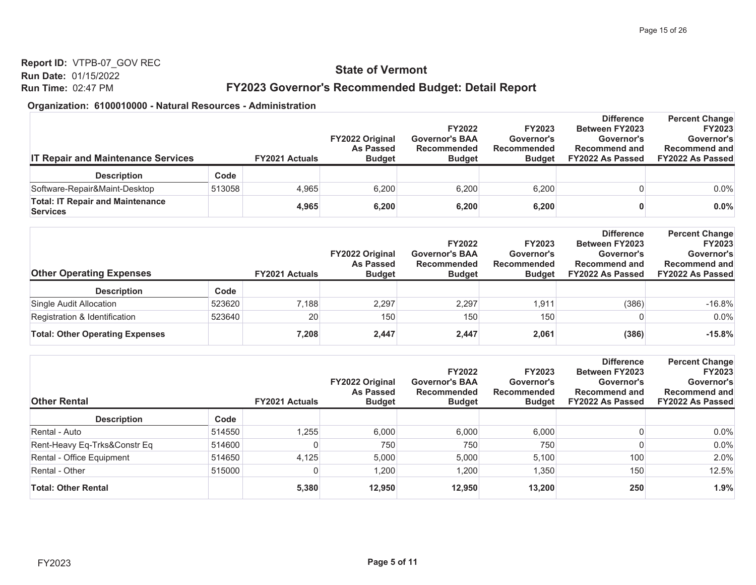**Report ID:** VTPB-07_GOV REC
**Run Date:** 01/15/2022
**Run Time:** 02:47 PM

# State of Vermont

## FY2023 Governor's Recommended Budget: Detail Report

**Organization: 6100010000 - Natural Resources - Administration**

| IT Repair and Maintenance Services | | FY2021 Actuals | FY2022 Original As Passed Budget | FY2022 Governor's BAA Recommended Budget | FY2023 Governor's Recommended Budget | Difference Between FY2023 Governor's Recommend and FY2022 As Passed | Percent Change FY2023 Governor's Recommend and FY2022 As Passed |
|---|---|---|---|---|---|---|---|
| **Description** | **Code** | | | | | | |
| Software-Repair&Maint-Desktop | 513058 | 4,965 | 6,200 | 6,200 | 6,200 | 0 | 0.0% |
| **Total: IT Repair and Maintenance Services** | | **4,965** | **6,200** | **6,200** | **6,200** | **0** | **0.0%** |

| Other Operating Expenses | | FY2021 Actuals | FY2022 Original As Passed Budget | FY2022 Governor's BAA Recommended Budget | FY2023 Governor's Recommended Budget | Difference Between FY2023 Governor's Recommend and FY2022 As Passed | Percent Change FY2023 Governor's Recommend and FY2022 As Passed |
|---|---|---|---|---|---|---|---|
| **Description** | **Code** | | | | | | |
| Single Audit Allocation | 523620 | 7,188 | 2,297 | 2,297 | 1,911 | (386) | -16.8% |
| Registration & Identification | 523640 | 20 | 150 | 150 | 150 | 0 | 0.0% |
| **Total: Other Operating Expenses** | | **7,208** | **2,447** | **2,447** | **2,061** | **(386)** | **-15.8%** |

| Other Rental | | FY2021 Actuals | FY2022 Original As Passed Budget | FY2022 Governor's BAA Recommended Budget | FY2023 Governor's Recommended Budget | Difference Between FY2023 Governor's Recommend and FY2022 As Passed | Percent Change FY2023 Governor's Recommend and FY2022 As Passed |
|---|---|---|---|---|---|---|---|
| **Description** | **Code** | | | | | | |
| Rental - Auto | 514550 | 1,255 | 6,000 | 6,000 | 6,000 | 0 | 0.0% |
| Rent-Heavy Eq-Trks&Constr Eq | 514600 | 0 | 750 | 750 | 750 | 0 | 0.0% |
| Rental - Office Equipment | 514650 | 4,125 | 5,000 | 5,000 | 5,100 | 100 | 2.0% |
| Rental - Other | 515000 | 0 | 1,200 | 1,200 | 1,350 | 150 | 12.5% |
| **Total: Other Rental** | | **5,380** | **12,950** | **12,950** | **13,200** | **250** | **1.9%** |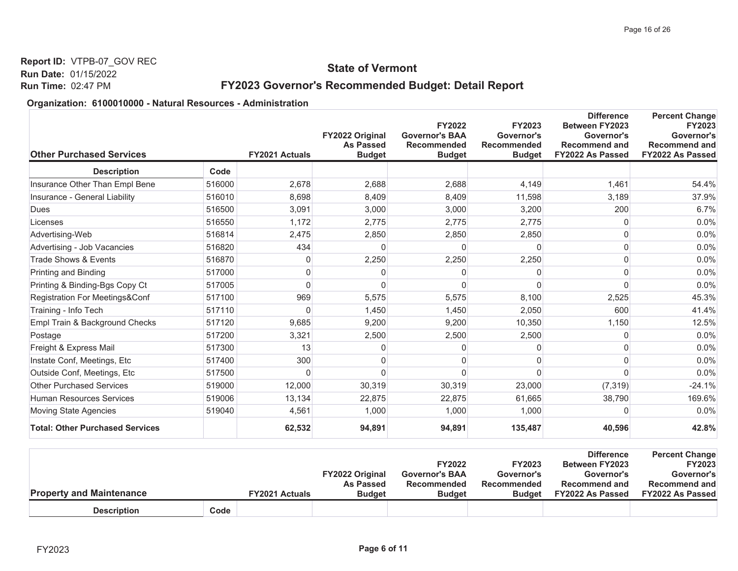**Report ID:** VTPB-07_GOV REC
**Run Date:** 01/15/2022
**Run Time:** 02:47 PM

## State of Vermont

## FY2023 Governor's Recommended Budget: Detail Report

**Organization: 6100010000 - Natural Resources - Administration**

| Other Purchased Services | | FY2021 Actuals | FY2022 Original As Passed Budget | FY2022 Governor's BAA Recommended Budget | FY2023 Governor's Recommended Budget | Difference Between FY2023 Governor's Recommend and FY2022 As Passed | Percent Change FY2023 Governor's Recommend and FY2022 As Passed |
|---|---|---|---|---|---|---|---|
| **Description** | **Code** | | | | | | |
| Insurance Other Than Empl Bene | 516000 | 2,678 | 2,688 | 2,688 | 4,149 | 1,461 | 54.4% |
| Insurance - General Liability | 516010 | 8,698 | 8,409 | 8,409 | 11,598 | 3,189 | 37.9% |
| Dues | 516500 | 3,091 | 3,000 | 3,000 | 3,200 | 200 | 6.7% |
| Licenses | 516550 | 1,172 | 2,775 | 2,775 | 2,775 | 0 | 0.0% |
| Advertising-Web | 516814 | 2,475 | 2,850 | 2,850 | 2,850 | 0 | 0.0% |
| Advertising - Job Vacancies | 516820 | 434 | 0 | 0 | 0 | 0 | 0.0% |
| Trade Shows & Events | 516870 | 0 | 2,250 | 2,250 | 2,250 | 0 | 0.0% |
| Printing and Binding | 517000 | 0 | 0 | 0 | 0 | 0 | 0.0% |
| Printing & Binding-Bgs Copy Ct | 517005 | 0 | 0 | 0 | 0 | 0 | 0.0% |
| Registration For Meetings&Conf | 517100 | 969 | 5,575 | 5,575 | 8,100 | 2,525 | 45.3% |
| Training - Info Tech | 517110 | 0 | 1,450 | 1,450 | 2,050 | 600 | 41.4% |
| Empl Train & Background Checks | 517120 | 9,685 | 9,200 | 9,200 | 10,350 | 1,150 | 12.5% |
| Postage | 517200 | 3,321 | 2,500 | 2,500 | 2,500 | 0 | 0.0% |
| Freight & Express Mail | 517300 | 13 | 0 | 0 | 0 | 0 | 0.0% |
| Instate Conf, Meetings, Etc | 517400 | 300 | 0 | 0 | 0 | 0 | 0.0% |
| Outside Conf, Meetings, Etc | 517500 | 0 | 0 | 0 | 0 | 0 | 0.0% |
| Other Purchased Services | 519000 | 12,000 | 30,319 | 30,319 | 23,000 | (7,319) | -24.1% |
| Human Resources Services | 519006 | 13,134 | 22,875 | 22,875 | 61,665 | 38,790 | 169.6% |
| Moving State Agencies | 519040 | 4,561 | 1,000 | 1,000 | 1,000 | 0 | 0.0% |
| **Total: Other Purchased Services** | | **62,532** | **94,891** | **94,891** | **135,487** | **40,596** | **42.8%** |

| Property and Maintenance | | FY2021 Actuals | FY2022 Original As Passed Budget | FY2022 Governor's BAA Recommended Budget | FY2023 Governor's Recommended Budget | Difference Between FY2023 Governor's Recommend and FY2022 As Passed | Percent Change FY2023 Governor's Recommend and FY2022 As Passed |
|---|---|---|---|---|---|---|---|
| **Description** | **Code** | | | | | | |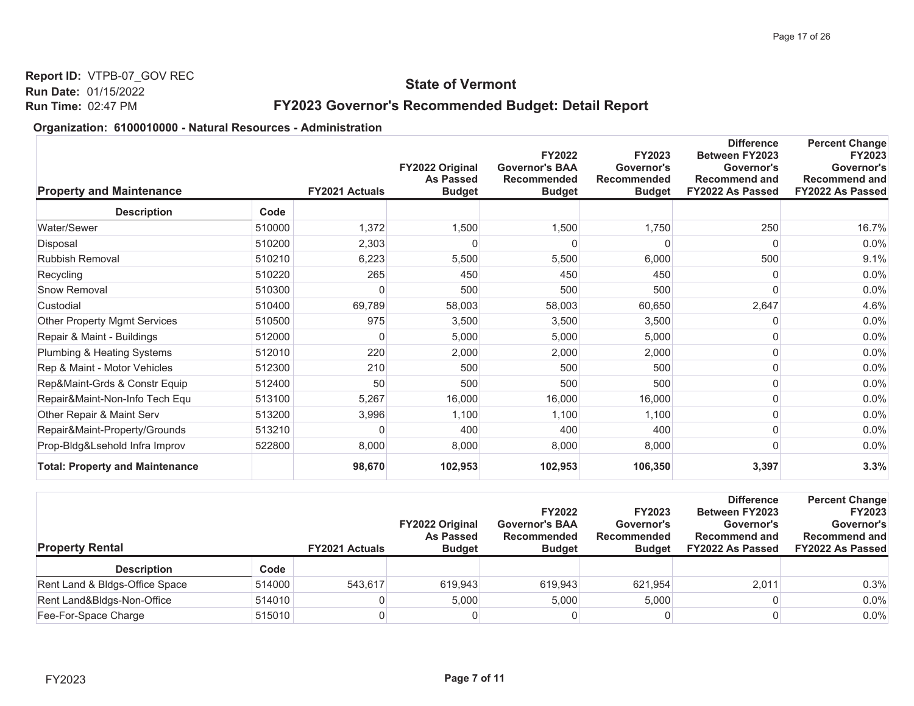**Report ID:** VTPB-07_GOV REC
**Run Date:** 01/15/2022
**Run Time:** 02:47 PM

## State of Vermont

## FY2023 Governor's Recommended Budget: Detail Report

**Organization: 6100010000 - Natural Resources - Administration**

| Property and Maintenance | | FY2021 Actuals | FY2022 Original As Passed Budget | FY2022 Governor's BAA Recommended Budget | FY2023 Governor's Recommended Budget | Difference Between FY2023 Governor's Recommend and FY2022 As Passed | Percent Change FY2023 Governor's Recommend and FY2022 As Passed |
|---|---|---|---|---|---|---|---|
| **Description** | **Code** | | | | | | |
| Water/Sewer | 510000 | 1,372 | 1,500 | 1,500 | 1,750 | 250 | 16.7% |
| Disposal | 510200 | 2,303 | 0 | 0 | 0 | 0 | 0.0% |
| Rubbish Removal | 510210 | 6,223 | 5,500 | 5,500 | 6,000 | 500 | 9.1% |
| Recycling | 510220 | 265 | 450 | 450 | 450 | 0 | 0.0% |
| Snow Removal | 510300 | 0 | 500 | 500 | 500 | 0 | 0.0% |
| Custodial | 510400 | 69,789 | 58,003 | 58,003 | 60,650 | 2,647 | 4.6% |
| Other Property Mgmt Services | 510500 | 975 | 3,500 | 3,500 | 3,500 | 0 | 0.0% |
| Repair & Maint - Buildings | 512000 | 0 | 5,000 | 5,000 | 5,000 | 0 | 0.0% |
| Plumbing & Heating Systems | 512010 | 220 | 2,000 | 2,000 | 2,000 | 0 | 0.0% |
| Rep & Maint - Motor Vehicles | 512300 | 210 | 500 | 500 | 500 | 0 | 0.0% |
| Rep&Maint-Grds & Constr Equip | 512400 | 50 | 500 | 500 | 500 | 0 | 0.0% |
| Repair&Maint-Non-Info Tech Equ | 513100 | 5,267 | 16,000 | 16,000 | 16,000 | 0 | 0.0% |
| Other Repair & Maint Serv | 513200 | 3,996 | 1,100 | 1,100 | 1,100 | 0 | 0.0% |
| Repair&Maint-Property/Grounds | 513210 | 0 | 400 | 400 | 400 | 0 | 0.0% |
| Prop-Bldg&Lsehold Infra Improv | 522800 | 8,000 | 8,000 | 8,000 | 8,000 | 0 | 0.0% |
| **Total: Property and Maintenance** | | **98,670** | **102,953** | **102,953** | **106,350** | **3,397** | **3.3%** |

| Property Rental | | FY2021 Actuals | FY2022 Original As Passed Budget | FY2022 Governor's BAA Recommended Budget | FY2023 Governor's Recommended Budget | Difference Between FY2023 Governor's Recommend and FY2022 As Passed | Percent Change FY2023 Governor's Recommend and FY2022 As Passed |
|---|---|---|---|---|---|---|---|
| **Description** | **Code** | | | | | | |
| Rent Land & Bldgs-Office Space | 514000 | 543,617 | 619,943 | 619,943 | 621,954 | 2,011 | 0.3% |
| Rent Land&Bldgs-Non-Office | 514010 | 0 | 5,000 | 5,000 | 5,000 | 0 | 0.0% |
| Fee-For-Space Charge | 515010 | 0 | 0 | 0 | 0 | 0 | 0.0% |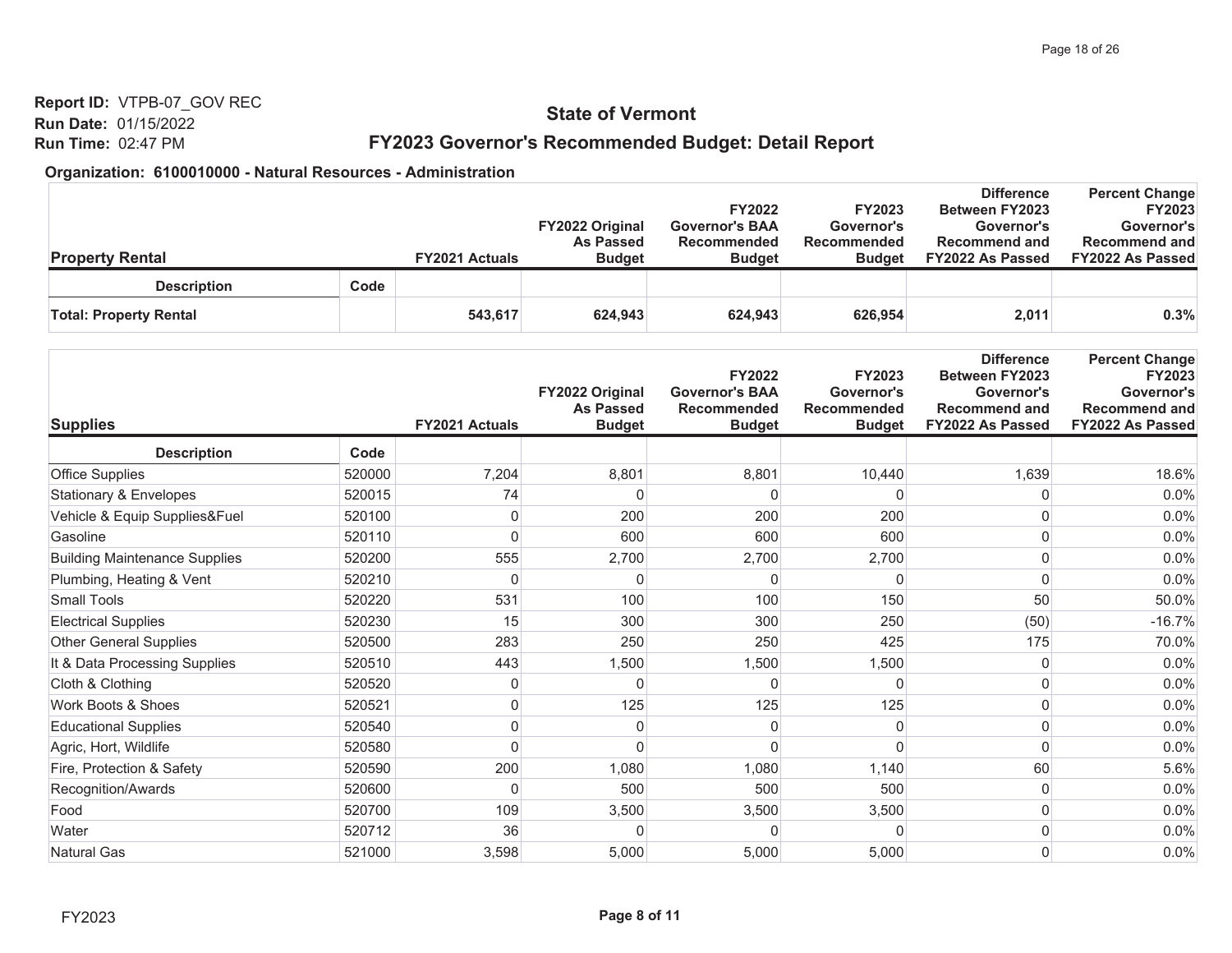**Report ID:** VTPB-07_GOV REC
**Run Date:** 01/15/2022
**Run Time:** 02:47 PM

## State of Vermont

## FY2023 Governor's Recommended Budget: Detail Report

**Organization: 6100010000 - Natural Resources - Administration**

| Property Rental | | FY2021 Actuals | FY2022 Original As Passed Budget | FY2022 Governor's BAA Recommended Budget | FY2023 Governor's Recommended Budget | Difference Between FY2023 Governor's Recommend and FY2022 As Passed | Percent Change FY2023 Governor's Recommend and FY2022 As Passed |
|---|---|---|---|---|---|---|---|
| **Description** | **Code** | | | | | | |
| **Total: Property Rental** | | **543,617** | **624,943** | **624,943** | **626,954** | **2,011** | **0.3%** |

| Supplies | | FY2021 Actuals | FY2022 Original As Passed Budget | FY2022 Governor's BAA Recommended Budget | FY2023 Governor's Recommended Budget | Difference Between FY2023 Governor's Recommend and FY2022 As Passed | Percent Change FY2023 Governor's Recommend and FY2022 As Passed |
|---|---|---|---|---|---|---|---|
| **Description** | **Code** | | | | | | |
| Office Supplies | 520000 | 7,204 | 8,801 | 8,801 | 10,440 | 1,639 | 18.6% |
| Stationary & Envelopes | 520015 | 74 | 0 | 0 | 0 | 0 | 0.0% |
| Vehicle & Equip Supplies&Fuel | 520100 | 0 | 200 | 200 | 200 | 0 | 0.0% |
| Gasoline | 520110 | 0 | 600 | 600 | 600 | 0 | 0.0% |
| Building Maintenance Supplies | 520200 | 555 | 2,700 | 2,700 | 2,700 | 0 | 0.0% |
| Plumbing, Heating & Vent | 520210 | 0 | 0 | 0 | 0 | 0 | 0.0% |
| Small Tools | 520220 | 531 | 100 | 100 | 150 | 50 | 50.0% |
| Electrical Supplies | 520230 | 15 | 300 | 300 | 250 | (50) | -16.7% |
| Other General Supplies | 520500 | 283 | 250 | 250 | 425 | 175 | 70.0% |
| It & Data Processing Supplies | 520510 | 443 | 1,500 | 1,500 | 1,500 | 0 | 0.0% |
| Cloth & Clothing | 520520 | 0 | 0 | 0 | 0 | 0 | 0.0% |
| Work Boots & Shoes | 520521 | 0 | 125 | 125 | 125 | 0 | 0.0% |
| Educational Supplies | 520540 | 0 | 0 | 0 | 0 | 0 | 0.0% |
| Agric, Hort, Wildlife | 520580 | 0 | 0 | 0 | 0 | 0 | 0.0% |
| Fire, Protection & Safety | 520590 | 200 | 1,080 | 1,080 | 1,140 | 60 | 5.6% |
| Recognition/Awards | 520600 | 0 | 500 | 500 | 500 | 0 | 0.0% |
| Food | 520700 | 109 | 3,500 | 3,500 | 3,500 | 0 | 0.0% |
| Water | 520712 | 36 | 0 | 0 | 0 | 0 | 0.0% |
| Natural Gas | 521000 | 3,598 | 5,000 | 5,000 | 5,000 | 0 | 0.0% |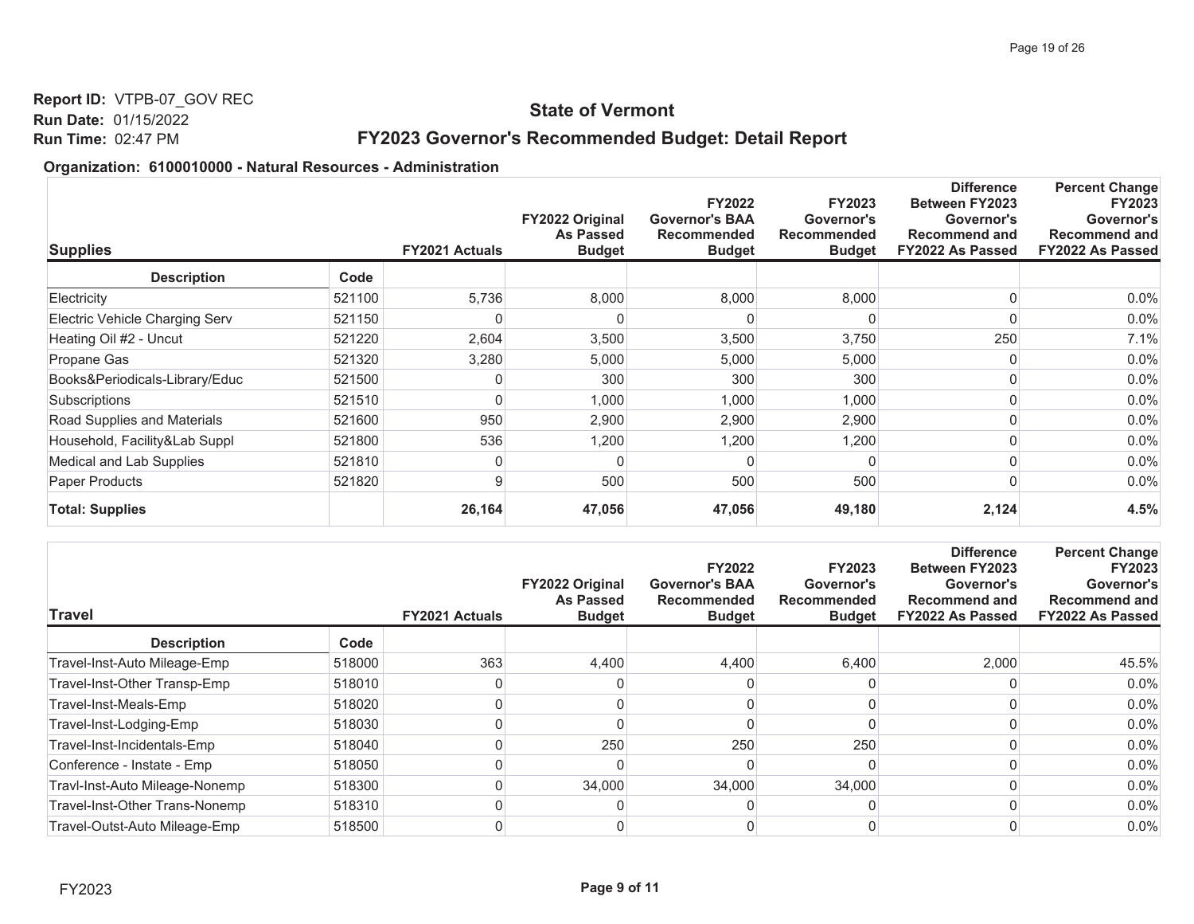**Report ID:** VTPB-07_GOV REC
**Run Date:** 01/15/2022
**Run Time:** 02:47 PM

## State of Vermont

## FY2023 Governor's Recommended Budget: Detail Report

**Organization: 6100010000 - Natural Resources - Administration**

| Supplies | | FY2021 Actuals | FY2022 Original As Passed Budget | FY2022 Governor's BAA Recommended Budget | FY2023 Governor's Recommended Budget | Difference Between FY2023 Governor's Recommend and FY2022 As Passed | Percent Change FY2023 Governor's Recommend and FY2022 As Passed |
|---|---|---|---|---|---|---|---|
| **Description** | **Code** | | | | | | |
| Electricity | 521100 | 5,736 | 8,000 | 8,000 | 8,000 | 0 | 0.0% |
| Electric Vehicle Charging Serv | 521150 | 0 | 0 | 0 | 0 | 0 | 0.0% |
| Heating Oil #2 - Uncut | 521220 | 2,604 | 3,500 | 3,500 | 3,750 | 250 | 7.1% |
| Propane Gas | 521320 | 3,280 | 5,000 | 5,000 | 5,000 | 0 | 0.0% |
| Books&Periodicals-Library/Educ | 521500 | 0 | 300 | 300 | 300 | 0 | 0.0% |
| Subscriptions | 521510 | 0 | 1,000 | 1,000 | 1,000 | 0 | 0.0% |
| Road Supplies and Materials | 521600 | 950 | 2,900 | 2,900 | 2,900 | 0 | 0.0% |
| Household, Facility&Lab Suppl | 521800 | 536 | 1,200 | 1,200 | 1,200 | 0 | 0.0% |
| Medical and Lab Supplies | 521810 | 0 | 0 | 0 | 0 | 0 | 0.0% |
| Paper Products | 521820 | 9 | 500 | 500 | 500 | 0 | 0.0% |
| **Total: Supplies** | | **26,164** | **47,056** | **47,056** | **49,180** | **2,124** | **4.5%** |

| Travel | | FY2021 Actuals | FY2022 Original As Passed Budget | FY2022 Governor's BAA Recommended Budget | FY2023 Governor's Recommended Budget | Difference Between FY2023 Governor's Recommend and FY2022 As Passed | Percent Change FY2023 Governor's Recommend and FY2022 As Passed |
|---|---|---|---|---|---|---|---|
| **Description** | **Code** | | | | | | |
| Travel-Inst-Auto Mileage-Emp | 518000 | 363 | 4,400 | 4,400 | 6,400 | 2,000 | 45.5% |
| Travel-Inst-Other Transp-Emp | 518010 | 0 | 0 | 0 | 0 | 0 | 0.0% |
| Travel-Inst-Meals-Emp | 518020 | 0 | 0 | 0 | 0 | 0 | 0.0% |
| Travel-Inst-Lodging-Emp | 518030 | 0 | 0 | 0 | 0 | 0 | 0.0% |
| Travel-Inst-Incidentals-Emp | 518040 | 0 | 250 | 250 | 250 | 0 | 0.0% |
| Conference - Instate - Emp | 518050 | 0 | 0 | 0 | 0 | 0 | 0.0% |
| Travl-Inst-Auto Mileage-Nonemp | 518300 | 0 | 34,000 | 34,000 | 34,000 | 0 | 0.0% |
| Travel-Inst-Other Trans-Nonemp | 518310 | 0 | 0 | 0 | 0 | 0 | 0.0% |
| Travel-Outst-Auto Mileage-Emp | 518500 | 0 | 0 | 0 | 0 | 0 | 0.0% |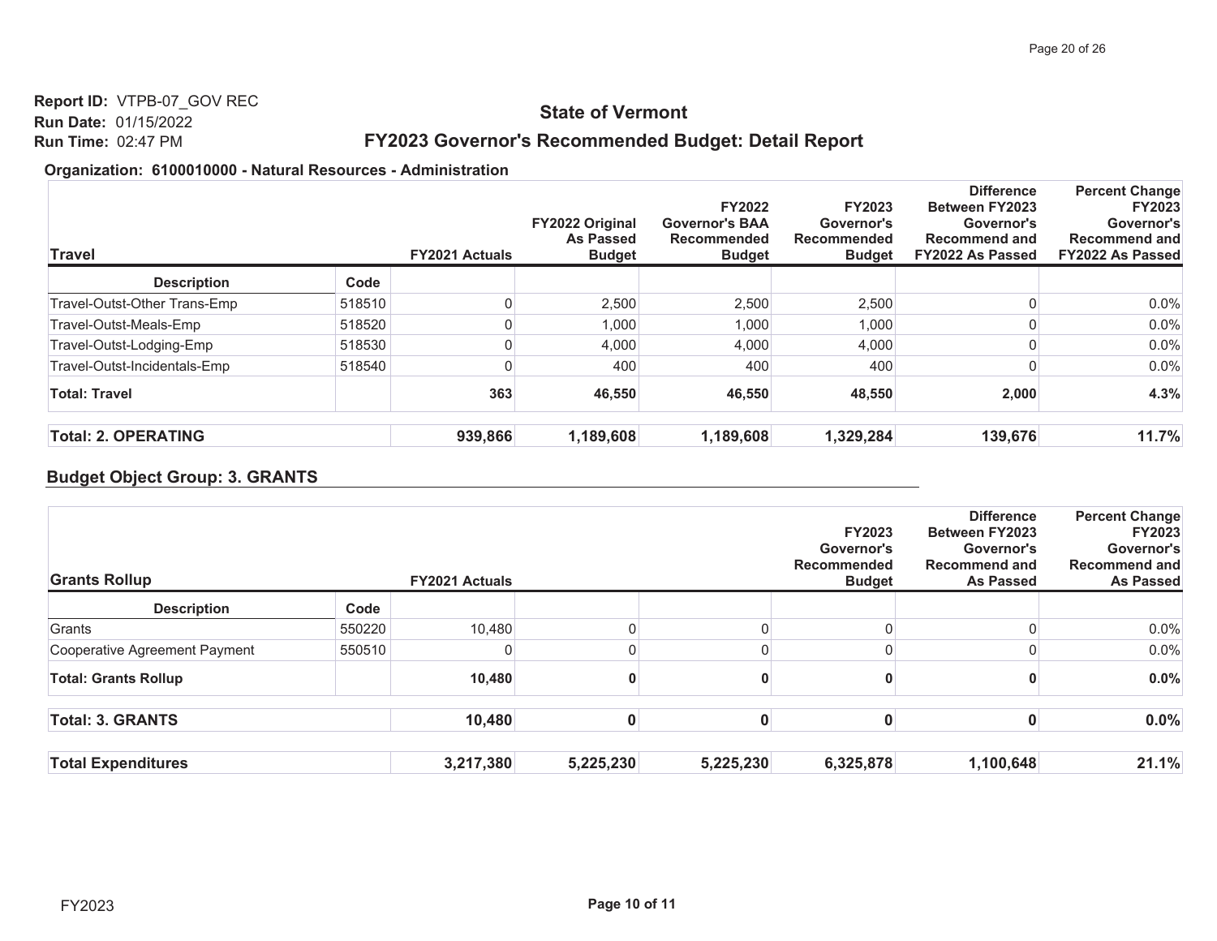**Report ID:** VTPB-07_GOV REC
**Run Date:** 01/15/2022
**Run Time:** 02:47 PM

## State of Vermont

## FY2023 Governor's Recommended Budget: Detail Report

**Organization: 6100010000 - Natural Resources - Administration**

| Travel | | FY2021 Actuals | FY2022 Original As Passed Budget | FY2022 Governor's BAA Recommended Budget | FY2023 Governor's Recommended Budget | Difference Between FY2023 Governor's Recommend and FY2022 As Passed | Percent Change FY2023 Governor's Recommend and FY2022 As Passed |
|---|---|---|---|---|---|---|---|
| **Description** | **Code** | | | | | | |
| Travel-Outst-Other Trans-Emp | 518510 | 0 | 2,500 | 2,500 | 2,500 | 0 | 0.0% |
| Travel-Outst-Meals-Emp | 518520 | 0 | 1,000 | 1,000 | 1,000 | 0 | 0.0% |
| Travel-Outst-Lodging-Emp | 518530 | 0 | 4,000 | 4,000 | 4,000 | 0 | 0.0% |
| Travel-Outst-Incidentals-Emp | 518540 | 0 | 400 | 400 | 400 | 0 | 0.0% |
| **Total: Travel** | | **363** | **46,550** | **46,550** | **48,550** | **2,000** | **4.3%** |

| | | | | | | |
|---|---|---|---|---|---|---|
| **Total: 2. OPERATING** | **939,866** | **1,189,608** | **1,189,608** | **1,329,284** | **139,676** | **11.7%** |

### Budget Object Group: 3. GRANTS

| Grants Rollup | | FY2021 Actuals | | | FY2023 Governor's Recommended Budget | Difference Between FY2023 Governor's Recommend and As Passed | Percent Change FY2023 Governor's Recommend and As Passed |
|---|---|---|---|---|---|---|---|
| **Description** | **Code** | | | | | | |
| Grants | 550220 | 10,480 | 0 | 0 | 0 | 0 | 0.0% |
| Cooperative Agreement Payment | 550510 | 0 | 0 | 0 | 0 | 0 | 0.0% |
| **Total: Grants Rollup** | | **10,480** | **0** | **0** | **0** | **0** | **0.0%** |

| | | | | | | |
|---|---|---|---|---|---|---|
| **Total: 3. GRANTS** | **10,480** | **0** | **0** | **0** | **0** | **0.0%** |
| **Total Expenditures** | **3,217,380** | **5,225,230** | **5,225,230** | **6,325,878** | **1,100,648** | **21.1%** |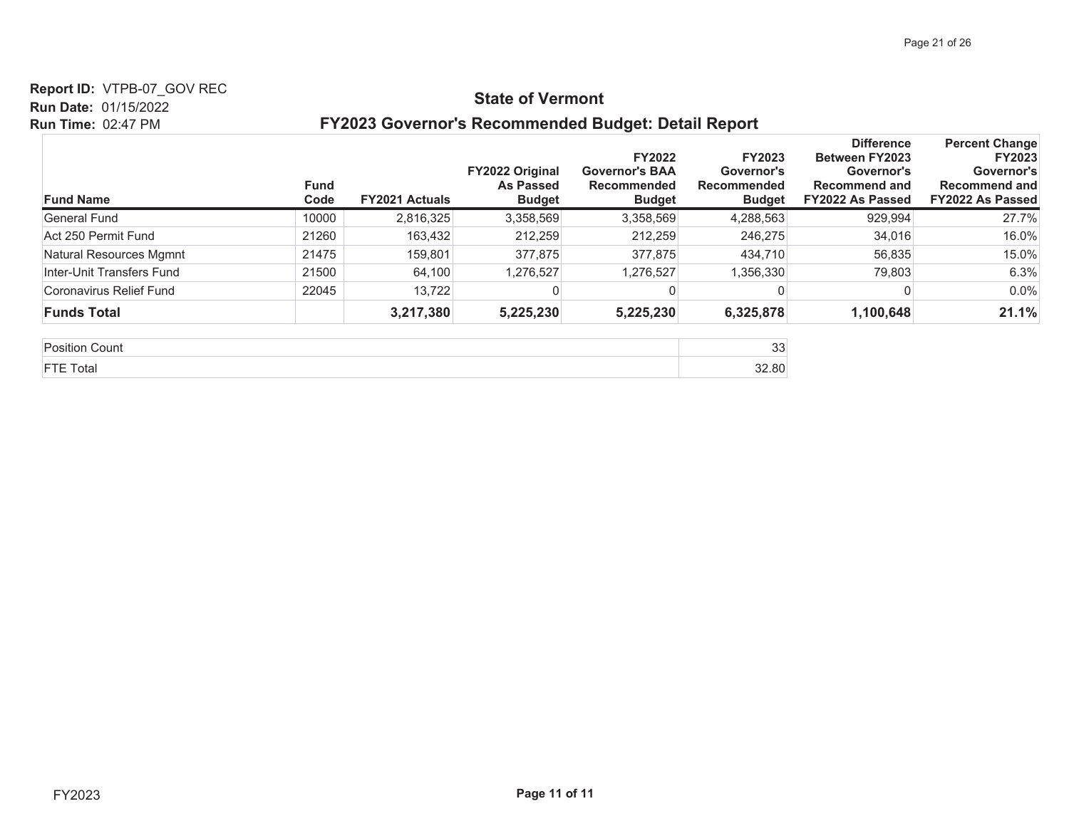Report ID: VTPB-07_GOV REC
Run Date: 01/15/2022
Run Time: 02:47 PM

# State of Vermont

## FY2023 Governor's Recommended Budget: Detail Report

| Fund Name | Fund Code | FY2021 Actuals | FY2022 Original As Passed Budget | FY2022 Governor's BAA Recommended Budget | FY2023 Governor's Recommended Budget | Difference Between FY2023 Governor's Recommend and FY2022 As Passed | Percent Change FY2023 Governor's Recommend and FY2022 As Passed |
|---|---|---|---|---|---|---|---|
| General Fund | 10000 | 2,816,325 | 3,358,569 | 3,358,569 | 4,288,563 | 929,994 | 27.7% |
| Act 250 Permit Fund | 21260 | 163,432 | 212,259 | 212,259 | 246,275 | 34,016 | 16.0% |
| Natural Resources Mgmnt | 21475 | 159,801 | 377,875 | 377,875 | 434,710 | 56,835 | 15.0% |
| Inter-Unit Transfers Fund | 21500 | 64,100 | 1,276,527 | 1,276,527 | 1,356,330 | 79,803 | 6.3% |
| Coronavirus Relief Fund | 22045 | 13,722 | 0 | 0 | 0 | 0 | 0.0% |
| **Funds Total** | | **3,217,380** | **5,225,230** | **5,225,230** | **6,325,878** | **1,100,648** | **21.1%** |

| | |
|---|---|
| Position Count | 33 |
| FTE Total | 32.80 |

FY2023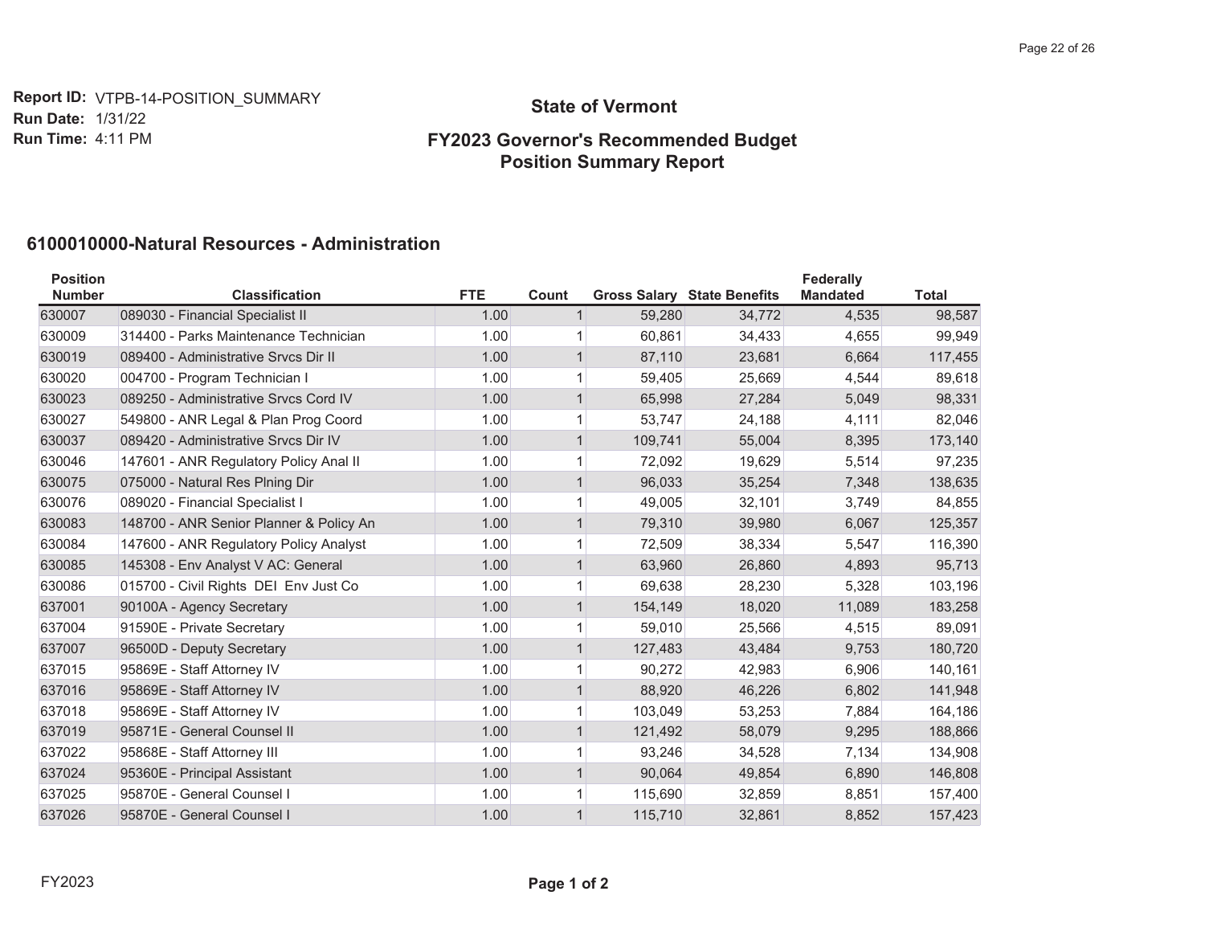**Report ID:** VTPB-14-POSITION_SUMMARY
**Run Date:** 1/31/22
**Run Time:** 4:11 PM

## State of Vermont

## FY2023 Governor's Recommended Budget
## Position Summary Report

### 6100010000-Natural Resources - Administration

| Position Number | Classification | FTE | Count | Gross Salary | State Benefits | Federally Mandated | Total |
|---|---|---|---|---|---|---|---|
| 630007 | 089030 - Financial Specialist II | 1.00 | 1 | 59,280 | 34,772 | 4,535 | 98,587 |
| 630009 | 314400 - Parks Maintenance Technician | 1.00 | 1 | 60,861 | 34,433 | 4,655 | 99,949 |
| 630019 | 089400 - Administrative Srvcs Dir II | 1.00 | 1 | 87,110 | 23,681 | 6,664 | 117,455 |
| 630020 | 004700 - Program Technician I | 1.00 | 1 | 59,405 | 25,669 | 4,544 | 89,618 |
| 630023 | 089250 - Administrative Srvcs Cord IV | 1.00 | 1 | 65,998 | 27,284 | 5,049 | 98,331 |
| 630027 | 549800 - ANR Legal & Plan Prog Coord | 1.00 | 1 | 53,747 | 24,188 | 4,111 | 82,046 |
| 630037 | 089420 - Administrative Srvcs Dir IV | 1.00 | 1 | 109,741 | 55,004 | 8,395 | 173,140 |
| 630046 | 147601 - ANR Regulatory Policy Anal II | 1.00 | 1 | 72,092 | 19,629 | 5,514 | 97,235 |
| 630075 | 075000 - Natural Res Plning Dir | 1.00 | 1 | 96,033 | 35,254 | 7,348 | 138,635 |
| 630076 | 089020 - Financial Specialist I | 1.00 | 1 | 49,005 | 32,101 | 3,749 | 84,855 |
| 630083 | 148700 - ANR Senior Planner & Policy An | 1.00 | 1 | 79,310 | 39,980 | 6,067 | 125,357 |
| 630084 | 147600 - ANR Regulatory Policy Analyst | 1.00 | 1 | 72,509 | 38,334 | 5,547 | 116,390 |
| 630085 | 145308 - Env Analyst V AC: General | 1.00 | 1 | 63,960 | 26,860 | 4,893 | 95,713 |
| 630086 | 015700 - Civil Rights DEI Env Just Co | 1.00 | 1 | 69,638 | 28,230 | 5,328 | 103,196 |
| 637001 | 90100A - Agency Secretary | 1.00 | 1 | 154,149 | 18,020 | 11,089 | 183,258 |
| 637004 | 91590E - Private Secretary | 1.00 | 1 | 59,010 | 25,566 | 4,515 | 89,091 |
| 637007 | 96500D - Deputy Secretary | 1.00 | 1 | 127,483 | 43,484 | 9,753 | 180,720 |
| 637015 | 95869E - Staff Attorney IV | 1.00 | 1 | 90,272 | 42,983 | 6,906 | 140,161 |
| 637016 | 95869E - Staff Attorney IV | 1.00 | 1 | 88,920 | 46,226 | 6,802 | 141,948 |
| 637018 | 95869E - Staff Attorney IV | 1.00 | 1 | 103,049 | 53,253 | 7,884 | 164,186 |
| 637019 | 95871E - General Counsel II | 1.00 | 1 | 121,492 | 58,079 | 9,295 | 188,866 |
| 637022 | 95868E - Staff Attorney III | 1.00 | 1 | 93,246 | 34,528 | 7,134 | 134,908 |
| 637024 | 95360E - Principal Assistant | 1.00 | 1 | 90,064 | 49,854 | 6,890 | 146,808 |
| 637025 | 95870E - General Counsel I | 1.00 | 1 | 115,690 | 32,859 | 8,851 | 157,400 |
| 637026 | 95870E - General Counsel I | 1.00 | 1 | 115,710 | 32,861 | 8,852 | 157,423 |

FY2023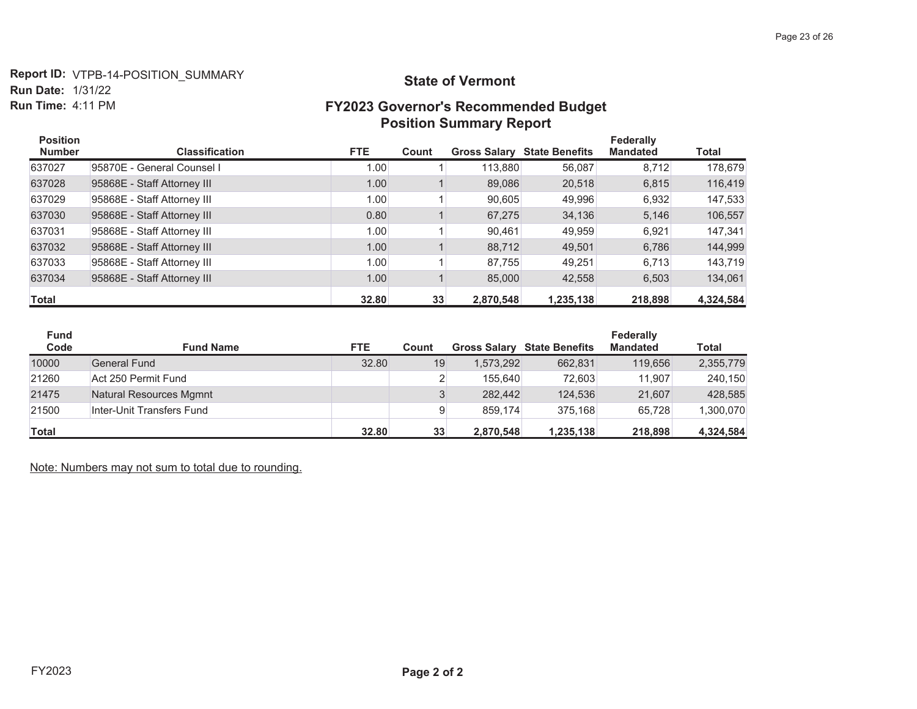**Report ID:** VTPB-14-POSITION_SUMMARY
**Run Date:** 1/31/22
**Run Time:** 4:11 PM

## State of Vermont

## FY2023 Governor's Recommended Budget
## Position Summary Report

| Position Number | Classification | FTE | Count | Gross Salary | State Benefits | Federally Mandated | Total |
|---|---|---|---|---|---|---|---|
| 637027 | 95870E - General Counsel I | 1.00 | 1 | 113,880 | 56,087 | 8,712 | 178,679 |
| 637028 | 95868E - Staff Attorney III | 1.00 | 1 | 89,086 | 20,518 | 6,815 | 116,419 |
| 637029 | 95868E - Staff Attorney III | 1.00 | 1 | 90,605 | 49,996 | 6,932 | 147,533 |
| 637030 | 95868E - Staff Attorney III | 0.80 | 1 | 67,275 | 34,136 | 5,146 | 106,557 |
| 637031 | 95868E - Staff Attorney III | 1.00 | 1 | 90,461 | 49,959 | 6,921 | 147,341 |
| 637032 | 95868E - Staff Attorney III | 1.00 | 1 | 88,712 | 49,501 | 6,786 | 144,999 |
| 637033 | 95868E - Staff Attorney III | 1.00 | 1 | 87,755 | 49,251 | 6,713 | 143,719 |
| 637034 | 95868E - Staff Attorney III | 1.00 | 1 | 85,000 | 42,558 | 6,503 | 134,061 |
| **Total** | | **32.80** | **33** | **2,870,548** | **1,235,138** | **218,898** | **4,324,584** |

| Fund Code | Fund Name | FTE | Count | Gross Salary | State Benefits | Federally Mandated | Total |
|---|---|---|---|---|---|---|---|
| 10000 | General Fund | 32.80 | 19 | 1,573,292 | 662,831 | 119,656 | 2,355,779 |
| 21260 | Act 250 Permit Fund | | 2 | 155,640 | 72,603 | 11,907 | 240,150 |
| 21475 | Natural Resources Mgmnt | | 3 | 282,442 | 124,536 | 21,607 | 428,585 |
| 21500 | Inter-Unit Transfers Fund | | 9 | 859,174 | 375,168 | 65,728 | 1,300,070 |
| **Total** | | **32.80** | **33** | **2,870,548** | **1,235,138** | **218,898** | **4,324,584** |

Note: Numbers may not sum to total due to rounding.

FY2023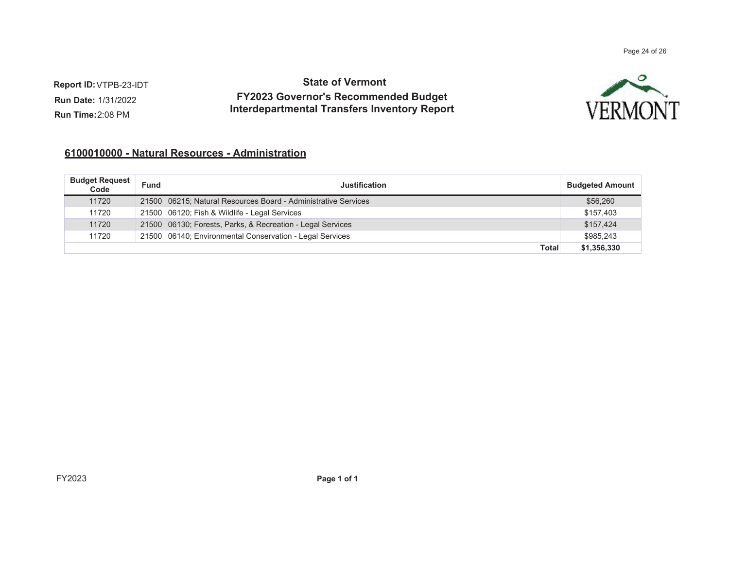**Report ID:** VTPB-23-IDT
**Run Date:** 1/31/2022
**Run Time:** 2:08 PM

# State of Vermont

## FY2023 Governor's Recommended Budget
## Interdepartmental Transfers Inventory Report

### 6100010000 - Natural Resources - Administration

| Budget Request Code | Fund | Justification | Budgeted Amount |
|---|---|---|---|
| 11720 | 21500 | 06215; Natural Resources Board - Administrative Services | $56,260 |
| 11720 | 21500 | 06120; Fish & Wildlife - Legal Services | $157,403 |
| 11720 | 21500 | 06130; Forests, Parks, & Recreation - Legal Services | $157,424 |
| 11720 | 21500 | 06140; Environmental Conservation - Legal Services | $985,243 |
| | | **Total** | **$1,356,330** |

FY2023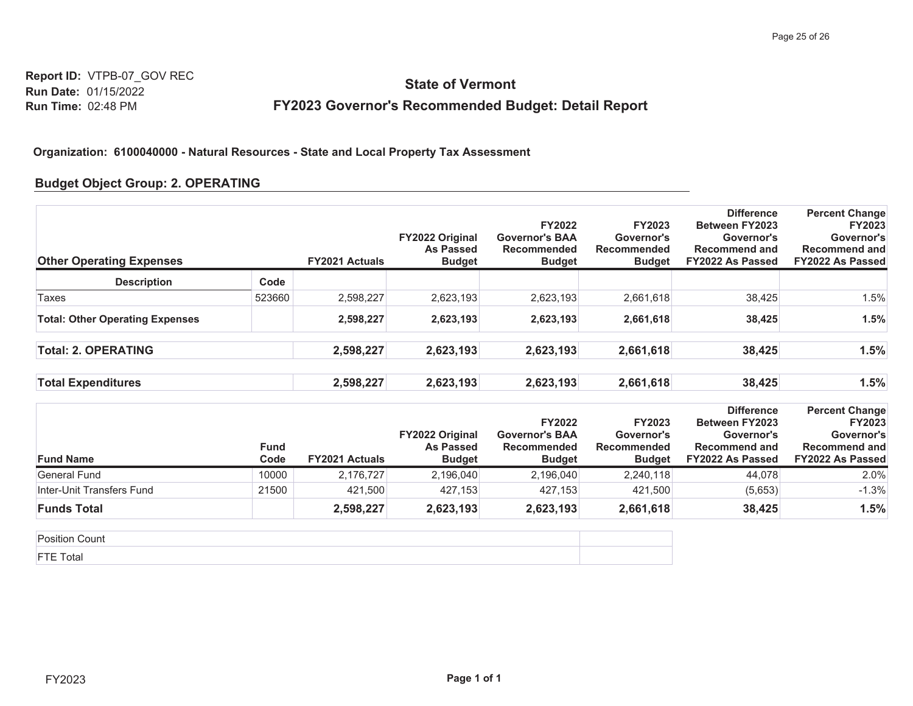Report ID: VTPB-07_GOV REC
Run Date: 01/15/2022
Run Time: 02:48 PM

# State of Vermont

## FY2023 Governor's Recommended Budget: Detail Report

**Organization: 6100040000 - Natural Resources - State and Local Property Tax Assessment**

### Budget Object Group: 2. OPERATING

| Other Operating Expenses | | FY2021 Actuals | FY2022 Original As Passed Budget | FY2022 Governor's BAA Recommended Budget | FY2023 Governor's Recommended Budget | Difference Between FY2023 Governor's Recommend and FY2022 As Passed | Percent Change FY2023 Governor's Recommend and FY2022 As Passed |
|---|---|---|---|---|---|---|---|
| **Description** | **Code** | | | | | | |
| Taxes | 523660 | 2,598,227 | 2,623,193 | 2,623,193 | 2,661,618 | 38,425 | 1.5% |
| **Total: Other Operating Expenses** | | **2,598,227** | **2,623,193** | **2,623,193** | **2,661,618** | **38,425** | **1.5%** |
| **Total: 2. OPERATING** | | **2,598,227** | **2,623,193** | **2,623,193** | **2,661,618** | **38,425** | **1.5%** |
| **Total Expenditures** | | **2,598,227** | **2,623,193** | **2,623,193** | **2,661,618** | **38,425** | **1.5%** |

| Fund Name | Fund Code | FY2021 Actuals | FY2022 Original As Passed Budget | FY2022 Governor's BAA Recommended Budget | FY2023 Governor's Recommended Budget | Difference Between FY2023 Governor's Recommend and FY2022 As Passed | Percent Change FY2023 Governor's Recommend and FY2022 As Passed |
|---|---|---|---|---|---|---|---|
| General Fund | 10000 | 2,176,727 | 2,196,040 | 2,196,040 | 2,240,118 | 44,078 | 2.0% |
| Inter-Unit Transfers Fund | 21500 | 421,500 | 427,153 | 427,153 | 421,500 | (5,653) | -1.3% |
| **Funds Total** | | **2,598,227** | **2,623,193** | **2,623,193** | **2,661,618** | **38,425** | **1.5%** |

| | |
|---|---|
| Position Count | |
| FTE Total | |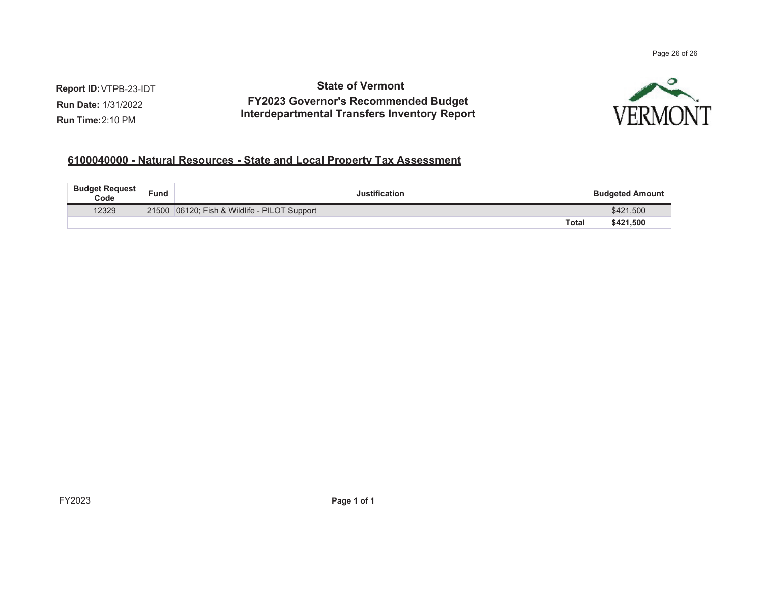**Report ID:** VTPB-23-IDT
**Run Date:** 1/31/2022
**Run Time:** 2:10 PM

# State of Vermont
## FY2023 Governor's Recommended Budget
## Interdepartmental Transfers Inventory Report

### 6100040000 - Natural Resources - State and Local Property Tax Assessment

| Budget Request Code | Fund | Justification | Budgeted Amount |
|---|---|---|---|
| 12329 | 21500 | 06120; Fish & Wildlife - PILOT Support | $421,500 |
| | | **Total** | **$421,500** |

FY2023

**Page 1 of 1**